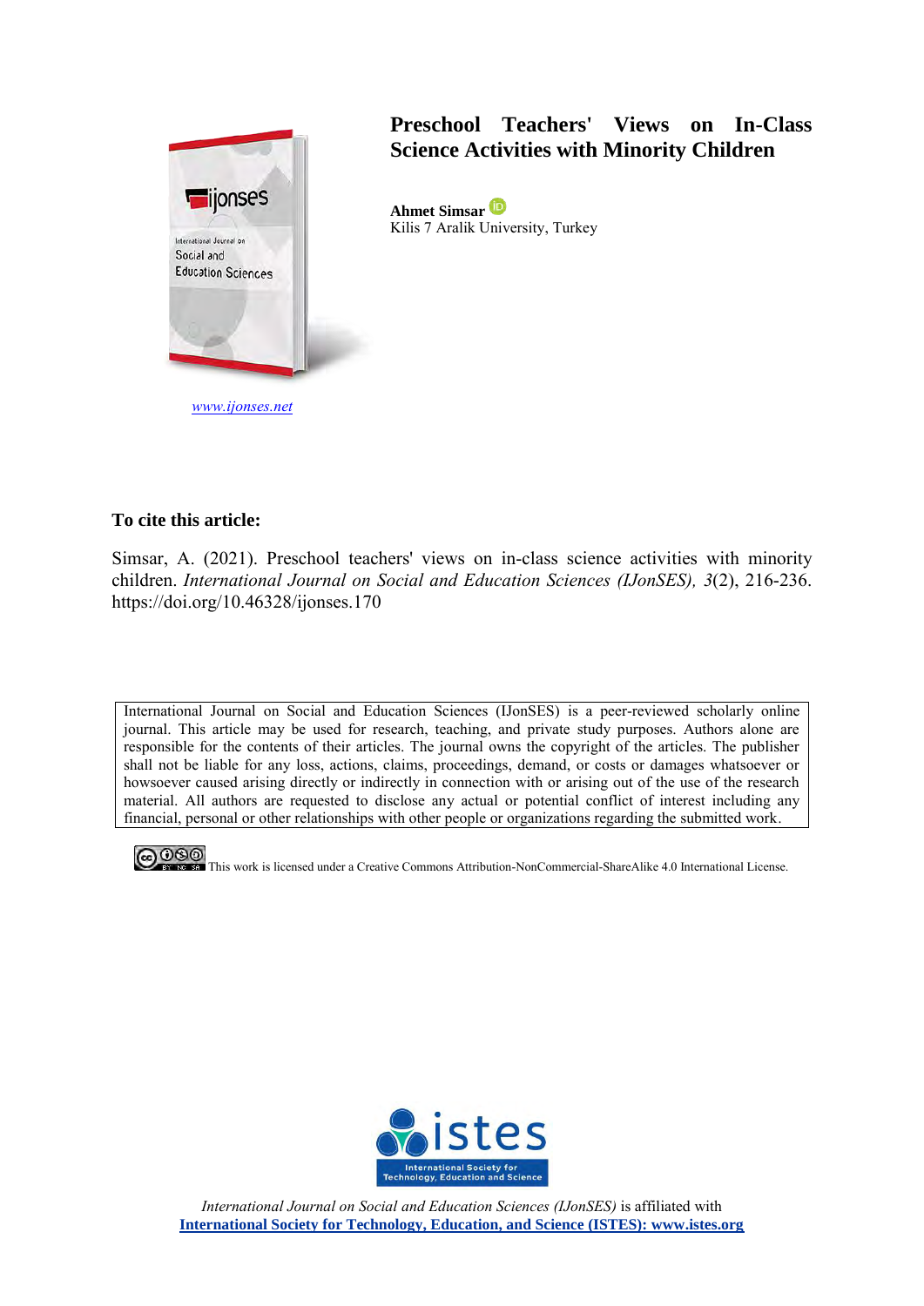www.ijonses.net

# Preschool Teachers' Views on In-Class Science Activities with Minority Children

**Ahmet Simsar**
Kilis 7 Aralik University, Turkey

**To cite this article:**

Simsar, A. (2021). Preschool teachers' views on in-class science activities with minority children. *International Journal on Social and Education Sciences (IJonSES), 3*(2), 216-236. https://doi.org/10.46328/ijonses.170

International Journal on Social and Education Sciences (IJonSES) is a peer-reviewed scholarly online journal. This article may be used for research, teaching, and private study purposes. Authors alone are responsible for the contents of their articles. The journal owns the copyright of the articles. The publisher shall not be liable for any loss, actions, claims, proceedings, demand, or costs or damages whatsoever or howsoever caused arising directly or indirectly in connection with or arising out of the use of the research material. All authors are requested to disclose any actual or potential conflict of interest including any financial, personal or other relationships with other people or organizations regarding the submitted work.

This work is licensed under a Creative Commons Attribution-NonCommercial-ShareAlike 4.0 International License.

*International Journal on Social and Education Sciences (IJonSES)* is affiliated with
**International Society for Technology, Education, and Science (ISTES): www.istes.org**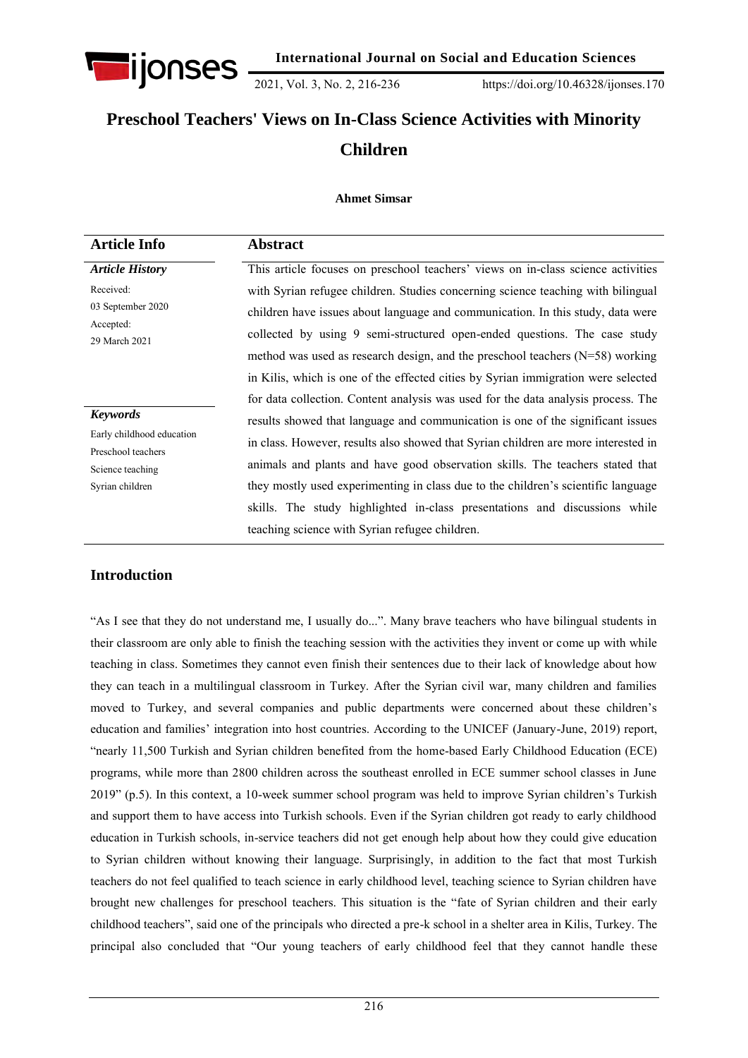# Preschool Teachers' Views on In-Class Science Activities with Minority Children

**Ahmet Simsar**

| Article Info | Abstract |
|---|---|
| ***Article History*** <br> Received: <br> 03 September 2020 <br> Accepted: <br> 29 March 2021 <br><br> ***Keywords*** <br> Early childhood education <br> Preschool teachers <br> Science teaching <br> Syrian children | This article focuses on preschool teachers' views on in-class science activities with Syrian refugee children. Studies concerning science teaching with bilingual children have issues about language and communication. In this study, data were collected by using 9 semi-structured open-ended questions. The case study method was used as research design, and the preschool teachers (N=58) working in Kilis, which is one of the effected cities by Syrian immigration were selected for data collection. Content analysis was used for the data analysis process. The results showed that language and communication is one of the significant issues in class. However, results also showed that Syrian children are more interested in animals and plants and have good observation skills. The teachers stated that they mostly used experimenting in class due to the children's scientific language skills. The study highlighted in-class presentations and discussions while teaching science with Syrian refugee children. |

## Introduction

"As I see that they do not understand me, I usually do...". Many brave teachers who have bilingual students in their classroom are only able to finish the teaching session with the activities they invent or come up with while teaching in class. Sometimes they cannot even finish their sentences due to their lack of knowledge about how they can teach in a multilingual classroom in Turkey. After the Syrian civil war, many children and families moved to Turkey, and several companies and public departments were concerned about these children's education and families' integration into host countries. According to the UNICEF (January-June, 2019) report, "nearly 11,500 Turkish and Syrian children benefited from the home-based Early Childhood Education (ECE) programs, while more than 2800 children across the southeast enrolled in ECE summer school classes in June 2019" (p.5). In this context, a 10-week summer school program was held to improve Syrian children's Turkish and support them to have access into Turkish schools. Even if the Syrian children got ready to early childhood education in Turkish schools, in-service teachers did not get enough help about how they could give education to Syrian children without knowing their language. Surprisingly, in addition to the fact that most Turkish teachers do not feel qualified to teach science in early childhood level, teaching science to Syrian children have brought new challenges for preschool teachers. This situation is the "fate of Syrian children and their early childhood teachers", said one of the principals who directed a pre-k school in a shelter area in Kilis, Turkey. The principal also concluded that "Our young teachers of early childhood feel that they cannot handle these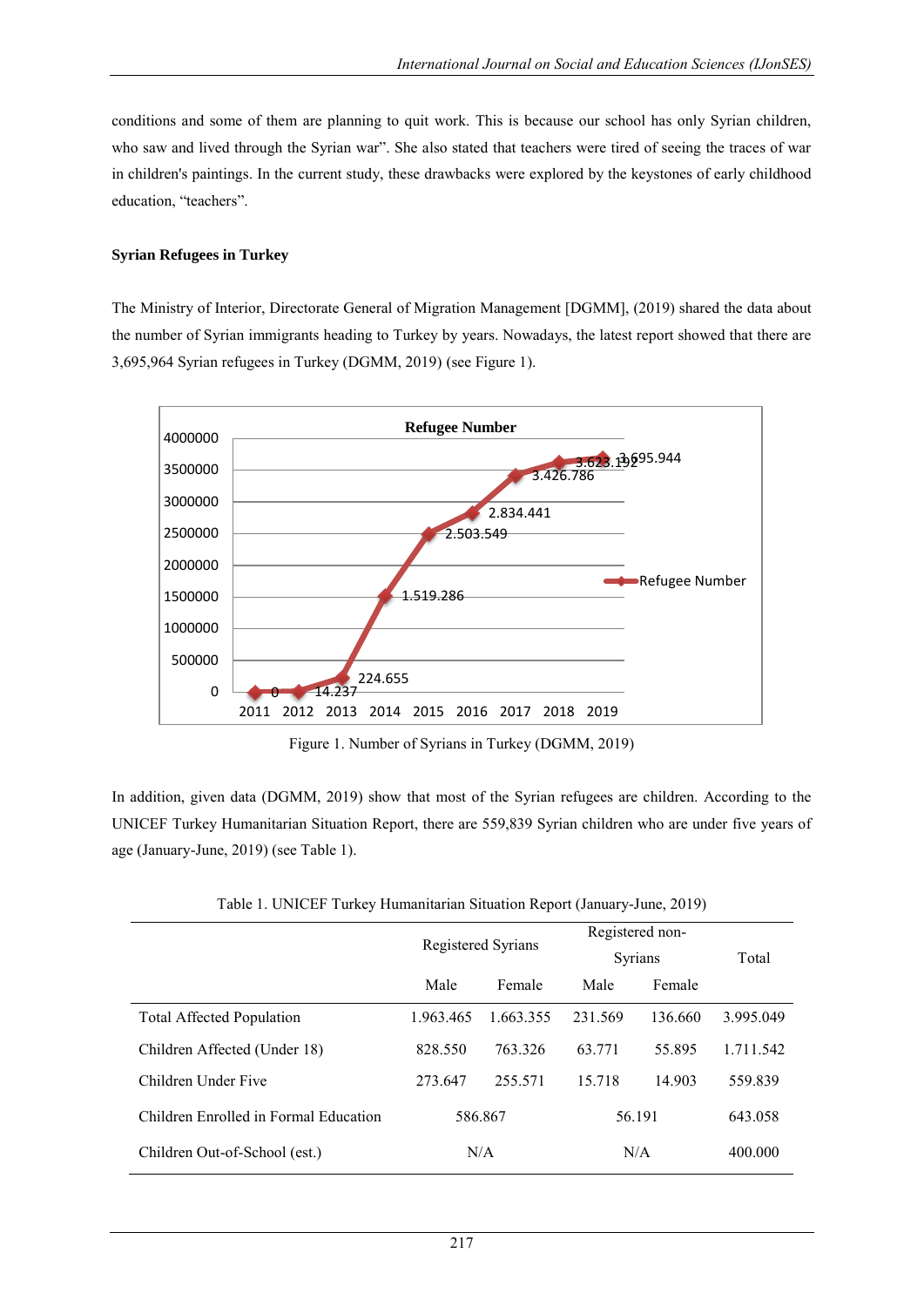conditions and some of them are planning to quit work. This is because our school has only Syrian children, who saw and lived through the Syrian war". She also stated that teachers were tired of seeing the traces of war in children's paintings. In the current study, these drawbacks were explored by the keystones of early childhood education, "teachers".

**Syrian Refugees in Turkey**

The Ministry of Interior, Directorate General of Migration Management [DGMM], (2019) shared the data about the number of Syrian immigrants heading to Turkey by years. Nowadays, the latest report showed that there are 3,695,964 Syrian refugees in Turkey (DGMM, 2019) (see Figure 1).

Refugee Number

4000000
3500000
3000000
2500000
2000000
1500000
1000000
500000
0

2011 2012 2013 2014 2015 2016 2017 2018 2019

0
14.237
224.655
1.519.286
2.503.549
2.834.441
3.426.786
3.623.192
3.695.944

Refugee Number

Figure 1. Number of Syrians in Turkey (DGMM, 2019)

In addition, given data (DGMM, 2019) show that most of the Syrian refugees are children. According to the UNICEF Turkey Humanitarian Situation Report, there are 559,839 Syrian children who are under five years of age (January-June, 2019) (see Table 1).

Table 1. UNICEF Turkey Humanitarian Situation Report (January-June, 2019)

| | Registered Syrians | | Registered non-Syrians | | Total |
|---|---|---|---|---|---|
| | Male | Female | Male | Female | |
| Total Affected Population | 1.963.465 | 1.663.355 | 231.569 | 136.660 | 3.995.049 |
| Children Affected (Under 18) | 828.550 | 763.326 | 63.771 | 55.895 | 1.711.542 |
| Children Under Five | 273.647 | 255.571 | 15.718 | 14.903 | 559.839 |
| Children Enrolled in Formal Education | 586.867 | | 56.191 | | 643.058 |
| Children Out-of-School (est.) | N/A | | N/A | | 400.000 |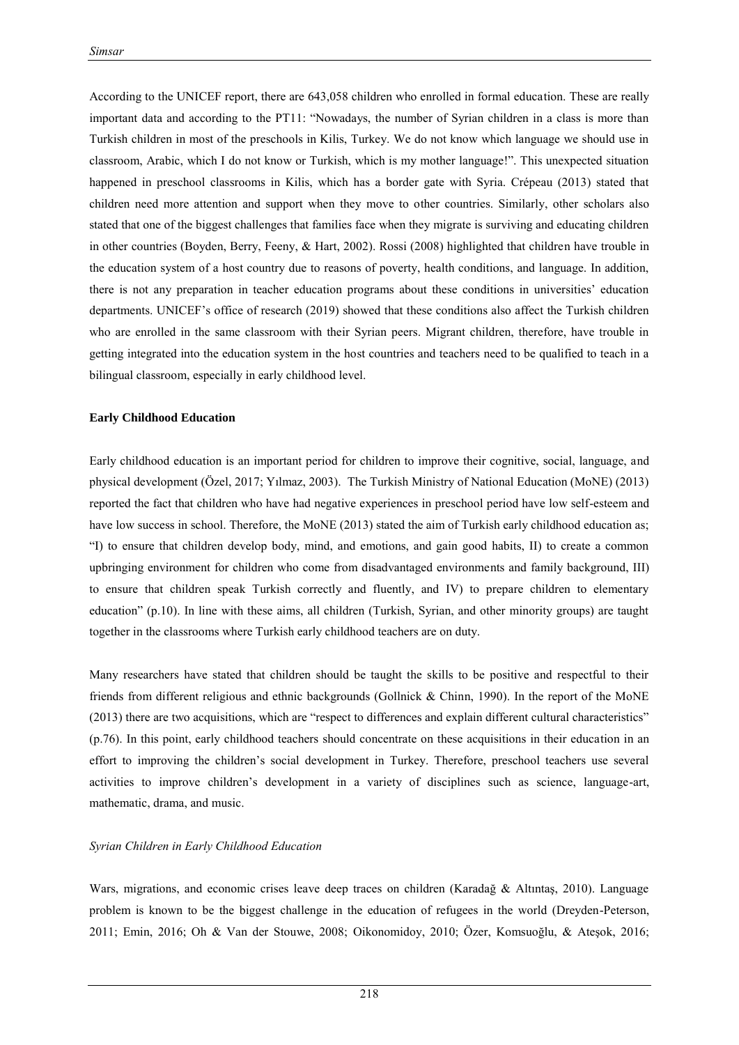According to the UNICEF report, there are 643,058 children who enrolled in formal education. These are really important data and according to the PT11: "Nowadays, the number of Syrian children in a class is more than Turkish children in most of the preschools in Kilis, Turkey. We do not know which language we should use in classroom, Arabic, which I do not know or Turkish, which is my mother language!". This unexpected situation happened in preschool classrooms in Kilis, which has a border gate with Syria. Crépeau (2013) stated that children need more attention and support when they move to other countries. Similarly, other scholars also stated that one of the biggest challenges that families face when they migrate is surviving and educating children in other countries (Boyden, Berry, Feeny, & Hart, 2002). Rossi (2008) highlighted that children have trouble in the education system of a host country due to reasons of poverty, health conditions, and language. In addition, there is not any preparation in teacher education programs about these conditions in universities' education departments. UNICEF's office of research (2019) showed that these conditions also affect the Turkish children who are enrolled in the same classroom with their Syrian peers. Migrant children, therefore, have trouble in getting integrated into the education system in the host countries and teachers need to be qualified to teach in a bilingual classroom, especially in early childhood level.

**Early Childhood Education**

Early childhood education is an important period for children to improve their cognitive, social, language, and physical development (Özel, 2017; Yılmaz, 2003). The Turkish Ministry of National Education (MoNE) (2013) reported the fact that children who have had negative experiences in preschool period have low self-esteem and have low success in school. Therefore, the MoNE (2013) stated the aim of Turkish early childhood education as; "I) to ensure that children develop body, mind, and emotions, and gain good habits, II) to create a common upbringing environment for children who come from disadvantaged environments and family background, III) to ensure that children speak Turkish correctly and fluently, and IV) to prepare children to elementary education" (p.10). In line with these aims, all children (Turkish, Syrian, and other minority groups) are taught together in the classrooms where Turkish early childhood teachers are on duty.

Many researchers have stated that children should be taught the skills to be positive and respectful to their friends from different religious and ethnic backgrounds (Gollnick & Chinn, 1990). In the report of the MoNE (2013) there are two acquisitions, which are "respect to differences and explain different cultural characteristics" (p.76). In this point, early childhood teachers should concentrate on these acquisitions in their education in an effort to improving the children's social development in Turkey. Therefore, preschool teachers use several activities to improve children's development in a variety of disciplines such as science, language-art, mathematic, drama, and music.

*Syrian Children in Early Childhood Education*

Wars, migrations, and economic crises leave deep traces on children (Karadağ & Altıntaş, 2010). Language problem is known to be the biggest challenge in the education of refugees in the world (Dreyden-Peterson, 2011; Emin, 2016; Oh & Van der Stouwe, 2008; Oikonomidoy, 2010; Özer, Komsuoğlu, & Ateşok, 2016;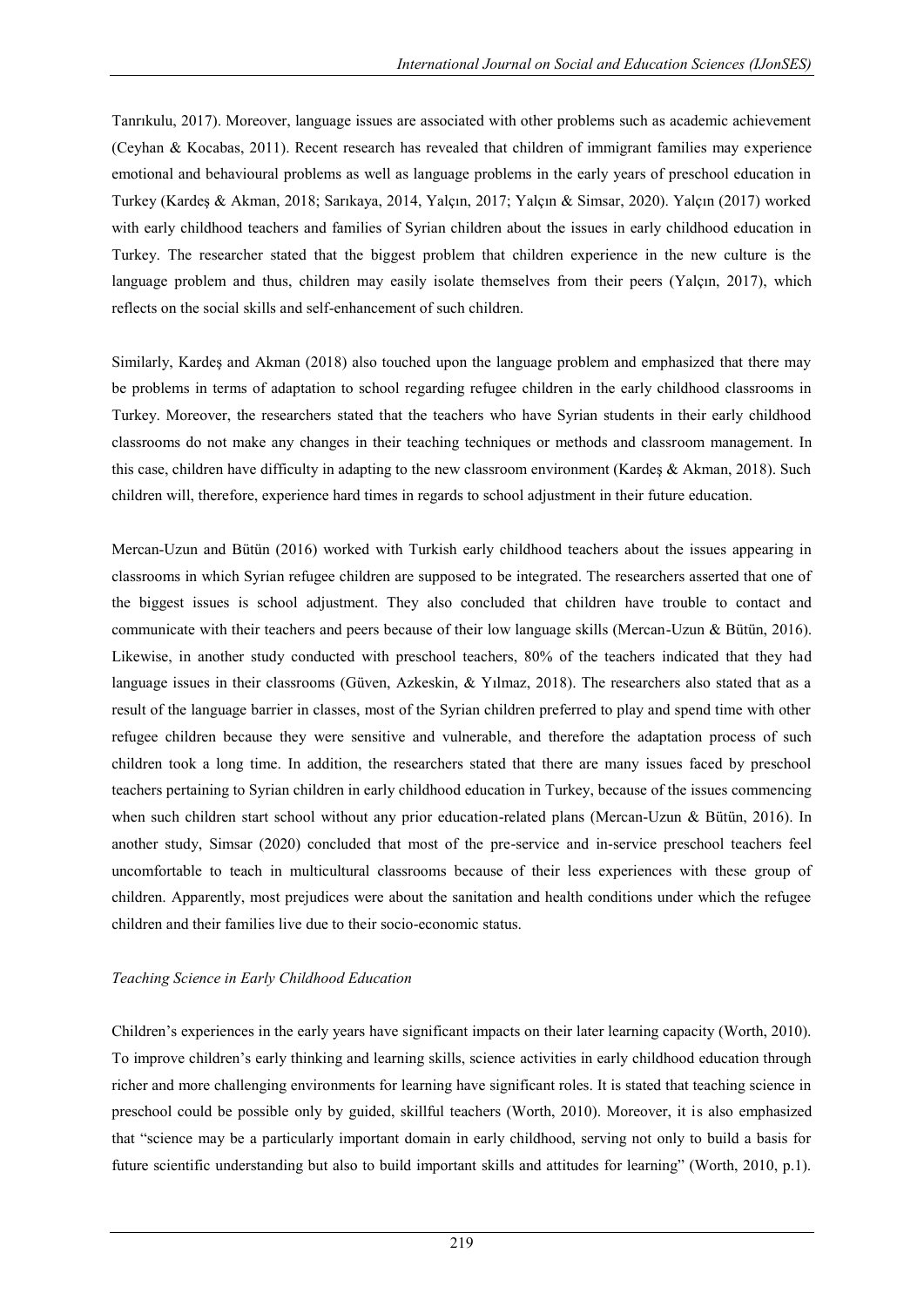Tanrıkulu, 2017). Moreover, language issues are associated with other problems such as academic achievement (Ceyhan & Kocabas, 2011). Recent research has revealed that children of immigrant families may experience emotional and behavioural problems as well as language problems in the early years of preschool education in Turkey (Kardeş & Akman, 2018; Sarıkaya, 2014, Yalçın, 2017; Yalçın & Simsar, 2020). Yalçın (2017) worked with early childhood teachers and families of Syrian children about the issues in early childhood education in Turkey. The researcher stated that the biggest problem that children experience in the new culture is the language problem and thus, children may easily isolate themselves from their peers (Yalçın, 2017), which reflects on the social skills and self-enhancement of such children.

Similarly, Kardeş and Akman (2018) also touched upon the language problem and emphasized that there may be problems in terms of adaptation to school regarding refugee children in the early childhood classrooms in Turkey. Moreover, the researchers stated that the teachers who have Syrian students in their early childhood classrooms do not make any changes in their teaching techniques or methods and classroom management. In this case, children have difficulty in adapting to the new classroom environment (Kardeş & Akman, 2018). Such children will, therefore, experience hard times in regards to school adjustment in their future education.

Mercan-Uzun and Bütün (2016) worked with Turkish early childhood teachers about the issues appearing in classrooms in which Syrian refugee children are supposed to be integrated. The researchers asserted that one of the biggest issues is school adjustment. They also concluded that children have trouble to contact and communicate with their teachers and peers because of their low language skills (Mercan-Uzun & Bütün, 2016). Likewise, in another study conducted with preschool teachers, 80% of the teachers indicated that they had language issues in their classrooms (Güven, Azkeskin, & Yılmaz, 2018). The researchers also stated that as a result of the language barrier in classes, most of the Syrian children preferred to play and spend time with other refugee children because they were sensitive and vulnerable, and therefore the adaptation process of such children took a long time. In addition, the researchers stated that there are many issues faced by preschool teachers pertaining to Syrian children in early childhood education in Turkey, because of the issues commencing when such children start school without any prior education-related plans (Mercan-Uzun & Bütün, 2016). In another study, Simsar (2020) concluded that most of the pre-service and in-service preschool teachers feel uncomfortable to teach in multicultural classrooms because of their less experiences with these group of children. Apparently, most prejudices were about the sanitation and health conditions under which the refugee children and their families live due to their socio-economic status.

*Teaching Science in Early Childhood Education*

Children's experiences in the early years have significant impacts on their later learning capacity (Worth, 2010). To improve children's early thinking and learning skills, science activities in early childhood education through richer and more challenging environments for learning have significant roles. It is stated that teaching science in preschool could be possible only by guided, skillful teachers (Worth, 2010). Moreover, it is also emphasized that "science may be a particularly important domain in early childhood, serving not only to build a basis for future scientific understanding but also to build important skills and attitudes for learning" (Worth, 2010, p.1).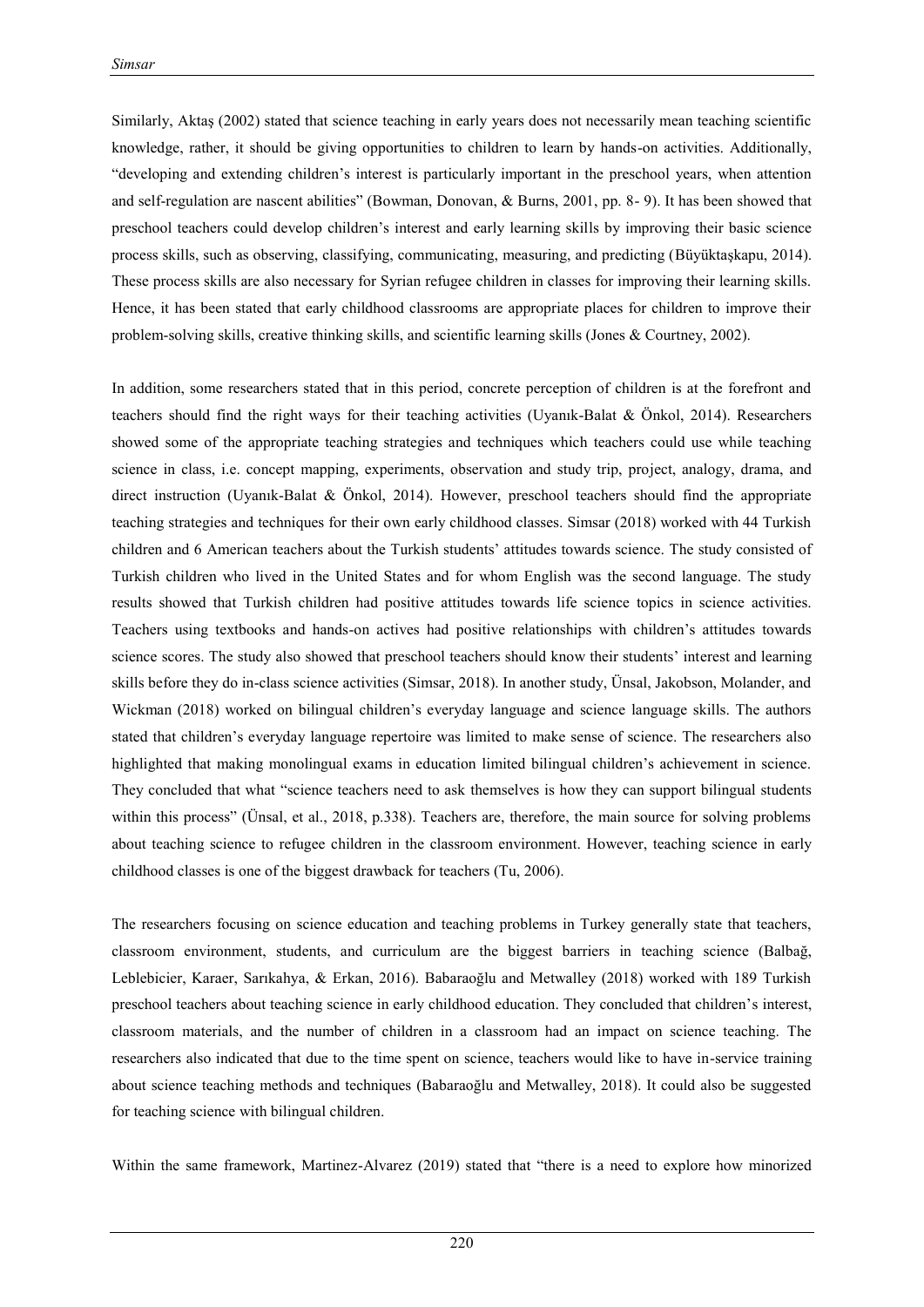Similarly, Aktaş (2002) stated that science teaching in early years does not necessarily mean teaching scientific knowledge, rather, it should be giving opportunities to children to learn by hands-on activities. Additionally, "developing and extending children's interest is particularly important in the preschool years, when attention and self-regulation are nascent abilities" (Bowman, Donovan, & Burns, 2001, pp. 8- 9). It has been showed that preschool teachers could develop children's interest and early learning skills by improving their basic science process skills, such as observing, classifying, communicating, measuring, and predicting (Büyüktaşkapu, 2014). These process skills are also necessary for Syrian refugee children in classes for improving their learning skills. Hence, it has been stated that early childhood classrooms are appropriate places for children to improve their problem-solving skills, creative thinking skills, and scientific learning skills (Jones & Courtney, 2002).

In addition, some researchers stated that in this period, concrete perception of children is at the forefront and teachers should find the right ways for their teaching activities (Uyanık-Balat & Önkol, 2014). Researchers showed some of the appropriate teaching strategies and techniques which teachers could use while teaching science in class, i.e. concept mapping, experiments, observation and study trip, project, analogy, drama, and direct instruction (Uyanık-Balat & Önkol, 2014). However, preschool teachers should find the appropriate teaching strategies and techniques for their own early childhood classes. Simsar (2018) worked with 44 Turkish children and 6 American teachers about the Turkish students' attitudes towards science. The study consisted of Turkish children who lived in the United States and for whom English was the second language. The study results showed that Turkish children had positive attitudes towards life science topics in science activities. Teachers using textbooks and hands-on actives had positive relationships with children's attitudes towards science scores. The study also showed that preschool teachers should know their students' interest and learning skills before they do in-class science activities (Simsar, 2018). In another study, Ünsal, Jakobson, Molander, and Wickman (2018) worked on bilingual children's everyday language and science language skills. The authors stated that children's everyday language repertoire was limited to make sense of science. The researchers also highlighted that making monolingual exams in education limited bilingual children's achievement in science. They concluded that what "science teachers need to ask themselves is how they can support bilingual students within this process" (Ünsal, et al., 2018, p.338). Teachers are, therefore, the main source for solving problems about teaching science to refugee children in the classroom environment. However, teaching science in early childhood classes is one of the biggest drawback for teachers (Tu, 2006).

The researchers focusing on science education and teaching problems in Turkey generally state that teachers, classroom environment, students, and curriculum are the biggest barriers in teaching science (Balbağ, Leblebicier, Karaer, Sarıkahya, & Erkan, 2016). Babaraoğlu and Metwalley (2018) worked with 189 Turkish preschool teachers about teaching science in early childhood education. They concluded that children's interest, classroom materials, and the number of children in a classroom had an impact on science teaching. The researchers also indicated that due to the time spent on science, teachers would like to have in-service training about science teaching methods and techniques (Babaraoğlu and Metwalley, 2018). It could also be suggested for teaching science with bilingual children.

Within the same framework, Martinez-Alvarez (2019) stated that "there is a need to explore how minorized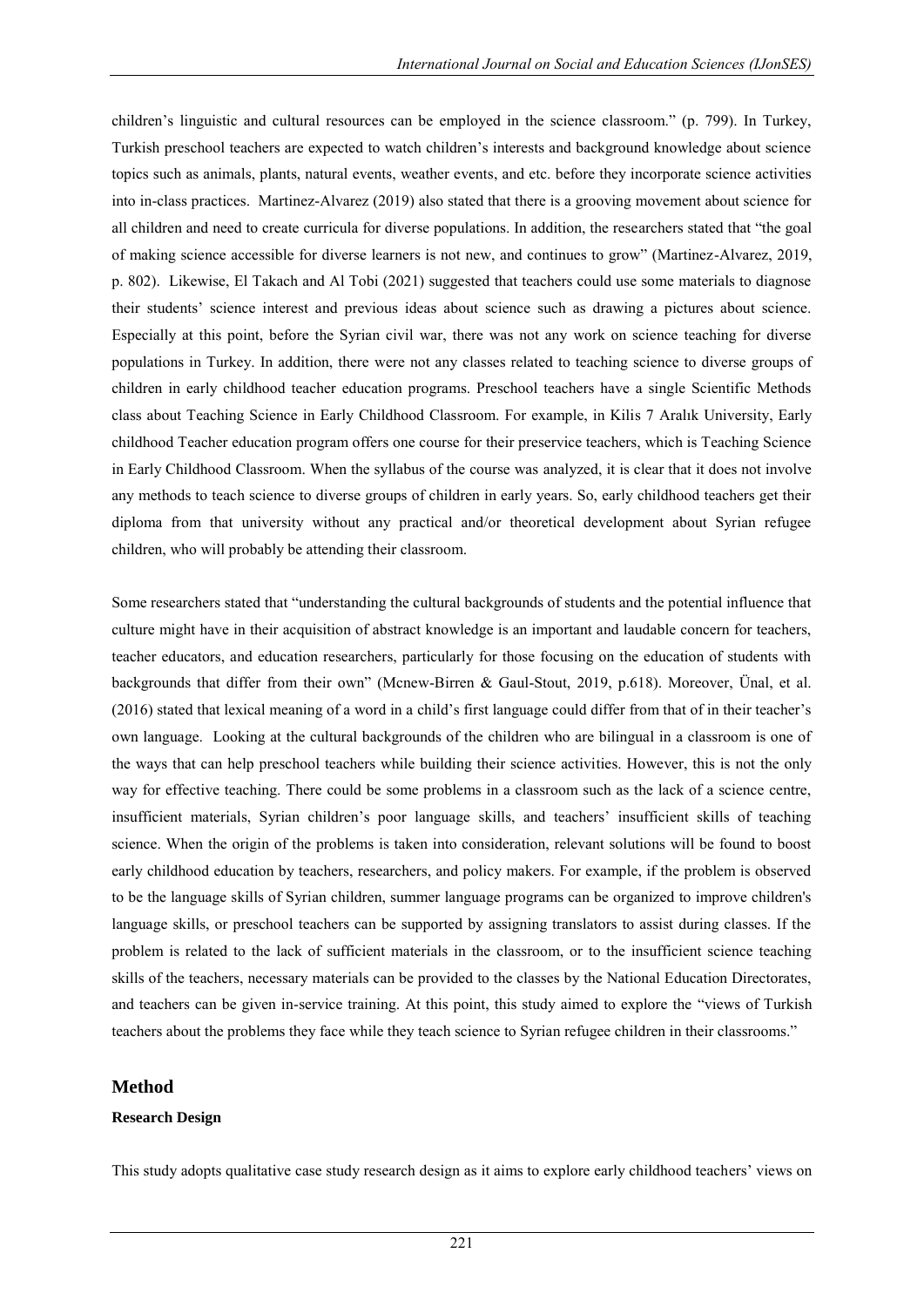children's linguistic and cultural resources can be employed in the science classroom." (p. 799). In Turkey, Turkish preschool teachers are expected to watch children's interests and background knowledge about science topics such as animals, plants, natural events, weather events, and etc. before they incorporate science activities into in-class practices. Martinez-Alvarez (2019) also stated that there is a grooving movement about science for all children and need to create curricula for diverse populations. In addition, the researchers stated that "the goal of making science accessible for diverse learners is not new, and continues to grow" (Martinez-Alvarez, 2019, p. 802). Likewise, El Takach and Al Tobi (2021) suggested that teachers could use some materials to diagnose their students' science interest and previous ideas about science such as drawing a pictures about science. Especially at this point, before the Syrian civil war, there was not any work on science teaching for diverse populations in Turkey. In addition, there were not any classes related to teaching science to diverse groups of children in early childhood teacher education programs. Preschool teachers have a single Scientific Methods class about Teaching Science in Early Childhood Classroom. For example, in Kilis 7 Aralık University, Early childhood Teacher education program offers one course for their preservice teachers, which is Teaching Science in Early Childhood Classroom. When the syllabus of the course was analyzed, it is clear that it does not involve any methods to teach science to diverse groups of children in early years. So, early childhood teachers get their diploma from that university without any practical and/or theoretical development about Syrian refugee children, who will probably be attending their classroom.

Some researchers stated that "understanding the cultural backgrounds of students and the potential influence that culture might have in their acquisition of abstract knowledge is an important and laudable concern for teachers, teacher educators, and education researchers, particularly for those focusing on the education of students with backgrounds that differ from their own" (Mcnew-Birren & Gaul-Stout, 2019, p.618). Moreover, Ünal, et al. (2016) stated that lexical meaning of a word in a child's first language could differ from that of in their teacher's own language. Looking at the cultural backgrounds of the children who are bilingual in a classroom is one of the ways that can help preschool teachers while building their science activities. However, this is not the only way for effective teaching. There could be some problems in a classroom such as the lack of a science centre, insufficient materials, Syrian children's poor language skills, and teachers' insufficient skills of teaching science. When the origin of the problems is taken into consideration, relevant solutions will be found to boost early childhood education by teachers, researchers, and policy makers. For example, if the problem is observed to be the language skills of Syrian children, summer language programs can be organized to improve children's language skills, or preschool teachers can be supported by assigning translators to assist during classes. If the problem is related to the lack of sufficient materials in the classroom, or to the insufficient science teaching skills of the teachers, necessary materials can be provided to the classes by the National Education Directorates, and teachers can be given in-service training. At this point, this study aimed to explore the "views of Turkish teachers about the problems they face while they teach science to Syrian refugee children in their classrooms."

## Method

### Research Design

This study adopts qualitative case study research design as it aims to explore early childhood teachers' views on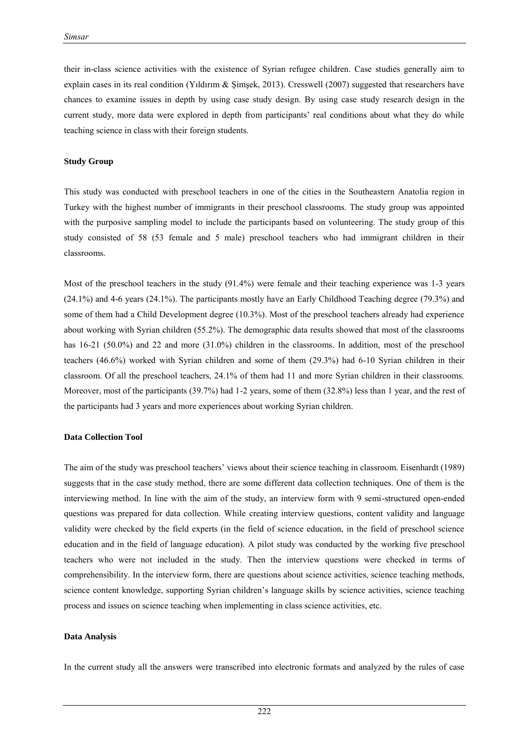their in-class science activities with the existence of Syrian refugee children. Case studies generally aim to explain cases in its real condition (Yıldırım & Şimşek, 2013). Cresswell (2007) suggested that researchers have chances to examine issues in depth by using case study design. By using case study research design in the current study, more data were explored in depth from participants' real conditions about what they do while teaching science in class with their foreign students.

**Study Group**

This study was conducted with preschool teachers in one of the cities in the Southeastern Anatolia region in Turkey with the highest number of immigrants in their preschool classrooms. The study group was appointed with the purposive sampling model to include the participants based on volunteering. The study group of this study consisted of 58 (53 female and 5 male) preschool teachers who had immigrant children in their classrooms.

Most of the preschool teachers in the study (91.4%) were female and their teaching experience was 1-3 years (24.1%) and 4-6 years (24.1%). The participants mostly have an Early Childhood Teaching degree (79.3%) and some of them had a Child Development degree (10.3%). Most of the preschool teachers already had experience about working with Syrian children (55.2%). The demographic data results showed that most of the classrooms has 16-21 (50.0%) and 22 and more (31.0%) children in the classrooms. In addition, most of the preschool teachers (46.6%) worked with Syrian children and some of them (29.3%) had 6-10 Syrian children in their classroom. Of all the preschool teachers, 24.1% of them had 11 and more Syrian children in their classrooms. Moreover, most of the participants (39.7%) had 1-2 years, some of them (32.8%) less than 1 year, and the rest of the participants had 3 years and more experiences about working Syrian children.

**Data Collection Tool**

The aim of the study was preschool teachers' views about their science teaching in classroom. Eisenhardt (1989) suggests that in the case study method, there are some different data collection techniques. One of them is the interviewing method. In line with the aim of the study, an interview form with 9 semi-structured open-ended questions was prepared for data collection. While creating interview questions, content validity and language validity were checked by the field experts (in the field of science education, in the field of preschool science education and in the field of language education). A pilot study was conducted by the working five preschool teachers who were not included in the study. Then the interview questions were checked in terms of comprehensibility. In the interview form, there are questions about science activities, science teaching methods, science content knowledge, supporting Syrian children's language skills by science activities, science teaching process and issues on science teaching when implementing in class science activities, etc.

**Data Analysis**

In the current study all the answers were transcribed into electronic formats and analyzed by the rules of case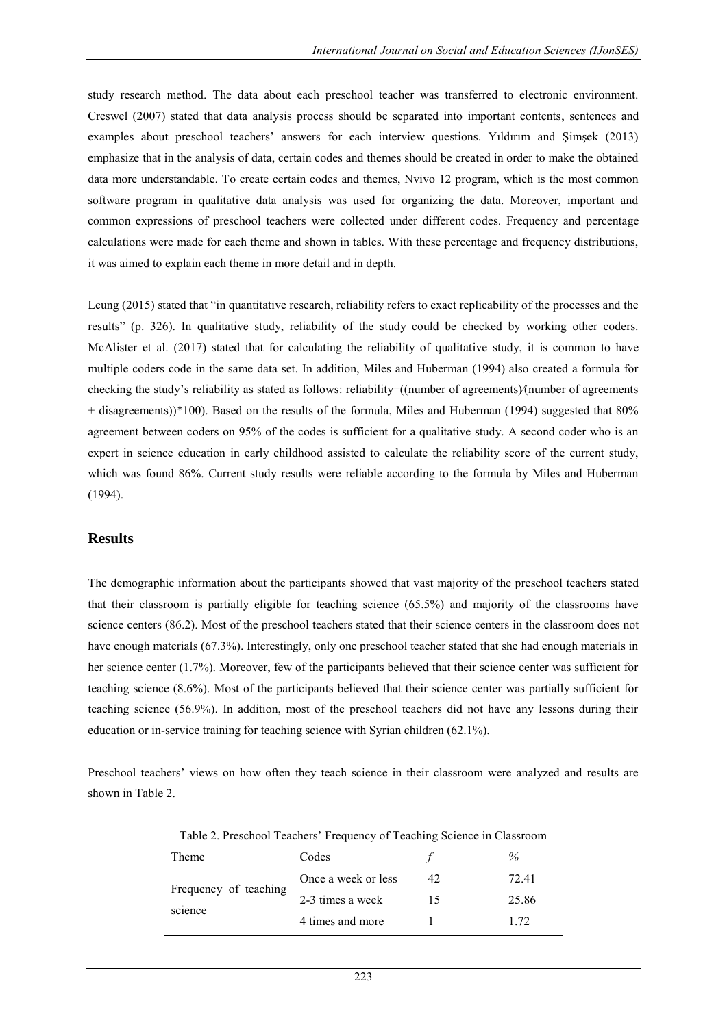study research method. The data about each preschool teacher was transferred to electronic environment. Creswel (2007) stated that data analysis process should be separated into important contents, sentences and examples about preschool teachers' answers for each interview questions. Yıldırım and Şimşek (2013) emphasize that in the analysis of data, certain codes and themes should be created in order to make the obtained data more understandable. To create certain codes and themes, Nvivo 12 program, which is the most common software program in qualitative data analysis was used for organizing the data. Moreover, important and common expressions of preschool teachers were collected under different codes. Frequency and percentage calculations were made for each theme and shown in tables. With these percentage and frequency distributions, it was aimed to explain each theme in more detail and in depth.

Leung (2015) stated that "in quantitative research, reliability refers to exact replicability of the processes and the results" (p. 326). In qualitative study, reliability of the study could be checked by working other coders. McAlister et al. (2017) stated that for calculating the reliability of qualitative study, it is common to have multiple coders code in the same data set. In addition, Miles and Huberman (1994) also created a formula for checking the study's reliability as stated as follows: reliability=((number of agreements)/(number of agreements + disagreements))*100). Based on the results of the formula, Miles and Huberman (1994) suggested that 80% agreement between coders on 95% of the codes is sufficient for a qualitative study. A second coder who is an expert in science education in early childhood assisted to calculate the reliability score of the current study, which was found 86%. Current study results were reliable according to the formula by Miles and Huberman (1994).

## Results

The demographic information about the participants showed that vast majority of the preschool teachers stated that their classroom is partially eligible for teaching science (65.5%) and majority of the classrooms have science centers (86.2). Most of the preschool teachers stated that their science centers in the classroom does not have enough materials (67.3%). Interestingly, only one preschool teacher stated that she had enough materials in her science center (1.7%). Moreover, few of the participants believed that their science center was sufficient for teaching science (8.6%). Most of the participants believed that their science center was partially sufficient for teaching science (56.9%). In addition, most of the preschool teachers did not have any lessons during their education or in-service training for teaching science with Syrian children (62.1%).

Preschool teachers' views on how often they teach science in their classroom were analyzed and results are shown in Table 2.

Table 2. Preschool Teachers' Frequency of Teaching Science in Classroom

| Theme | Codes | *f* | % |
|---|---|---|---|
| Frequency of teaching science | Once a week or less | 42 | 72.41 |
| | 2-3 times a week | 15 | 25.86 |
| | 4 times and more | 1 | 1.72 |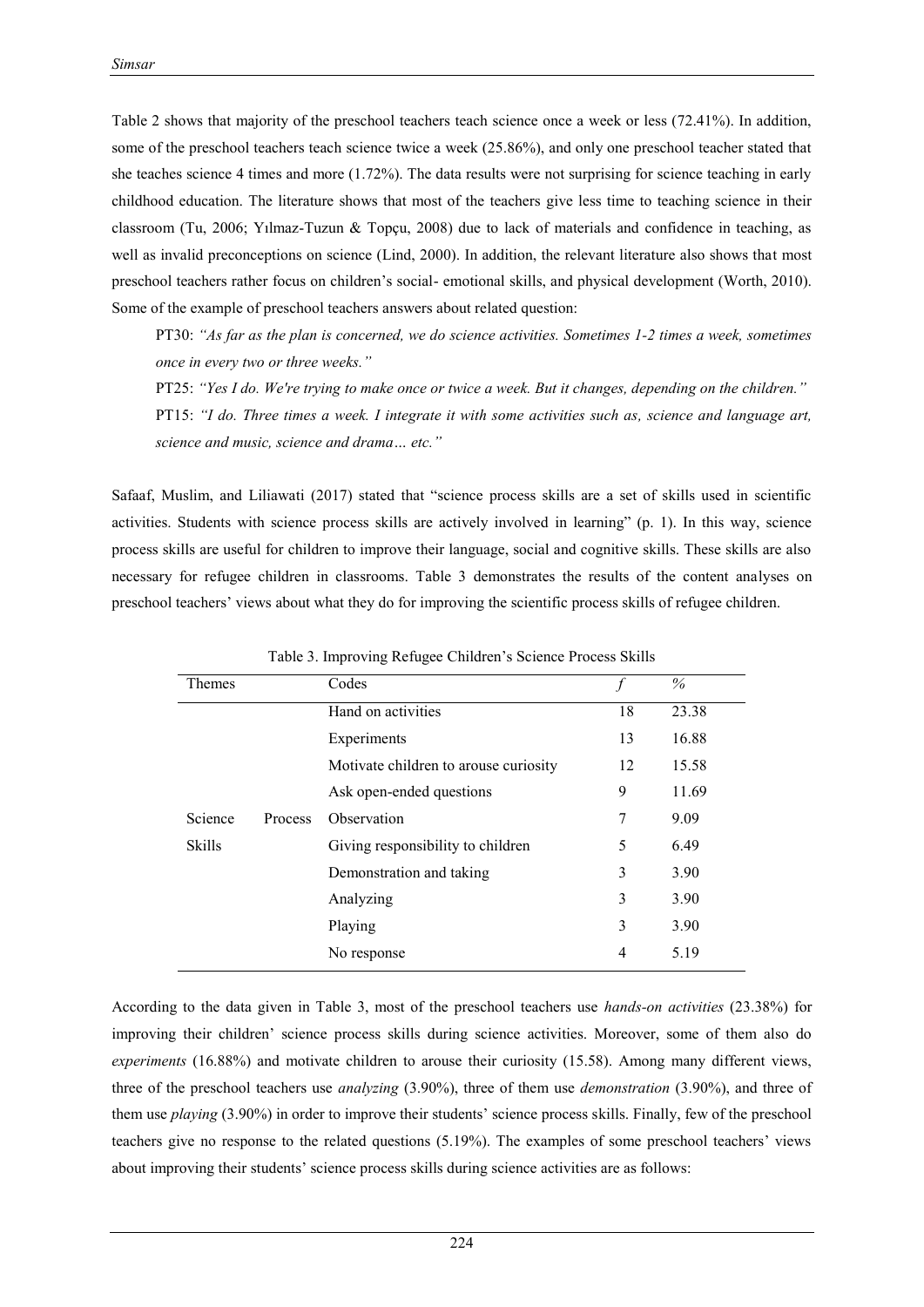Table 2 shows that majority of the preschool teachers teach science once a week or less (72.41%). In addition, some of the preschool teachers teach science twice a week (25.86%), and only one preschool teacher stated that she teaches science 4 times and more (1.72%). The data results were not surprising for science teaching in early childhood education. The literature shows that most of the teachers give less time to teaching science in their classroom (Tu, 2006; Yılmaz-Tuzun & Topçu, 2008) due to lack of materials and confidence in teaching, as well as invalid preconceptions on science (Lind, 2000). In addition, the relevant literature also shows that most preschool teachers rather focus on children's social- emotional skills, and physical development (Worth, 2010). Some of the example of preschool teachers answers about related question:

> PT30: *"As far as the plan is concerned, we do science activities. Sometimes 1-2 times a week, sometimes once in every two or three weeks."*
>
> PT25: *"Yes I do. We're trying to make once or twice a week. But it changes, depending on the children."*
>
> PT15: *"I do. Three times a week. I integrate it with some activities such as, science and language art, science and music, science and drama… etc."*

Safaaf, Muslim, and Liliawati (2017) stated that "science process skills are a set of skills used in scientific activities. Students with science process skills are actively involved in learning" (p. 1). In this way, science process skills are useful for children to improve their language, social and cognitive skills. These skills are also necessary for refugee children in classrooms. Table 3 demonstrates the results of the content analyses on preschool teachers' views about what they do for improving the scientific process skills of refugee children.

Table 3. Improving Refugee Children's Science Process Skills

| Themes | Codes | *f* | % |
|---|---|---|---|
| Science Process Skills | Hand on activities | 18 | 23.38 |
| | Experiments | 13 | 16.88 |
| | Motivate children to arouse curiosity | 12 | 15.58 |
| | Ask open-ended questions | 9 | 11.69 |
| | Observation | 7 | 9.09 |
| | Giving responsibility to children | 5 | 6.49 |
| | Demonstration and taking | 3 | 3.90 |
| | Analyzing | 3 | 3.90 |
| | Playing | 3 | 3.90 |
| | No response | 4 | 5.19 |

According to the data given in Table 3, most of the preschool teachers use *hands-on activities* (23.38%) for improving their children' science process skills during science activities. Moreover, some of them also do *experiments* (16.88%) and motivate children to arouse their curiosity (15.58). Among many different views, three of the preschool teachers use *analyzing* (3.90%), three of them use *demonstration* (3.90%), and three of them use *playing* (3.90%) in order to improve their students' science process skills. Finally, few of the preschool teachers give no response to the related questions (5.19%). The examples of some preschool teachers' views about improving their students' science process skills during science activities are as follows: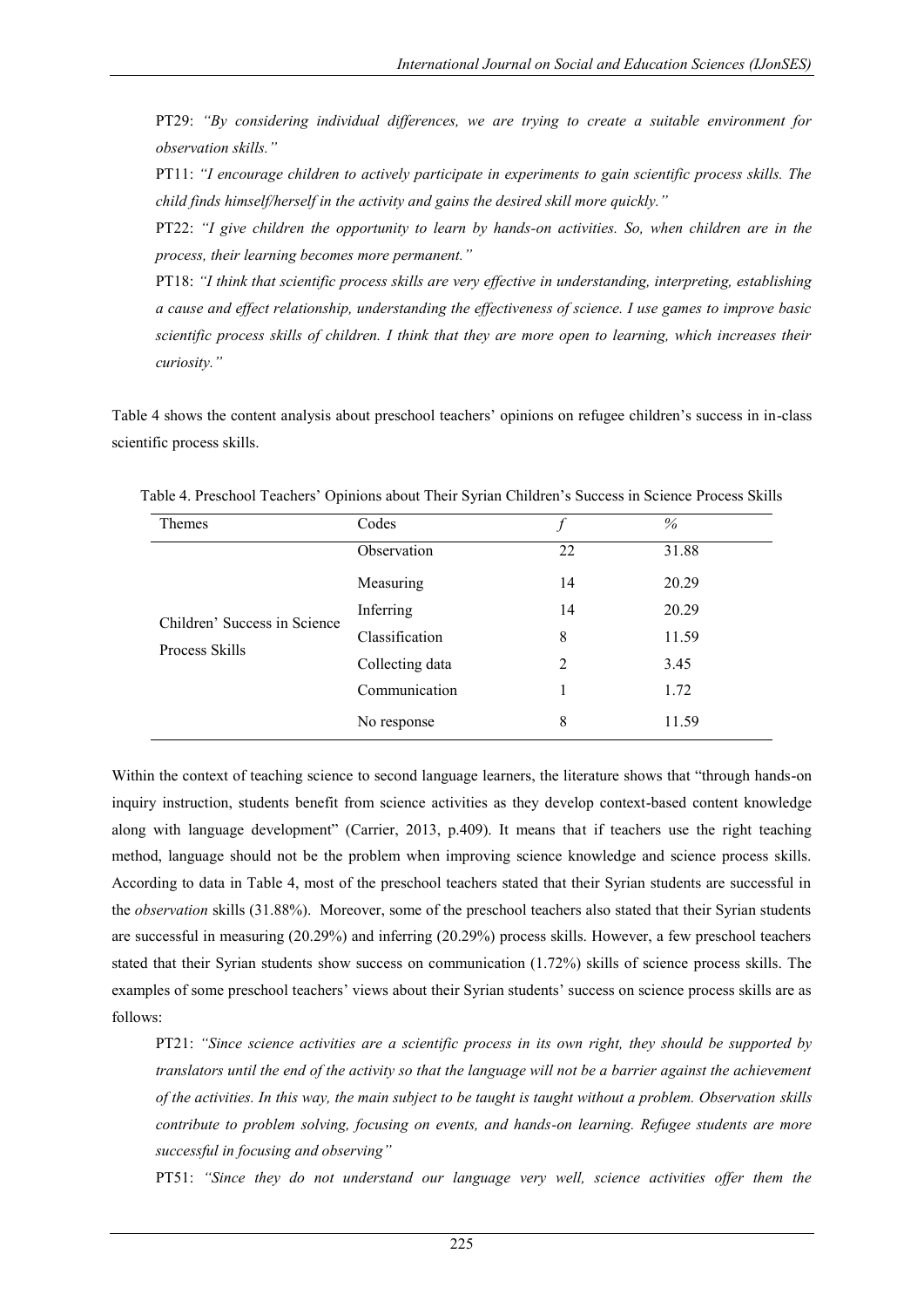PT29: *"By considering individual differences, we are trying to create a suitable environment for observation skills."*

PT11: *"I encourage children to actively participate in experiments to gain scientific process skills. The child finds himself/herself in the activity and gains the desired skill more quickly."*

PT22: *"I give children the opportunity to learn by hands-on activities. So, when children are in the process, their learning becomes more permanent."*

PT18: *"I think that scientific process skills are very effective in understanding, interpreting, establishing a cause and effect relationship, understanding the effectiveness of science. I use games to improve basic scientific process skills of children. I think that they are more open to learning, which increases their curiosity."*

Table 4 shows the content analysis about preschool teachers' opinions on refugee children's success in in-class scientific process skills.

Table 4. Preschool Teachers' Opinions about Their Syrian Children's Success in Science Process Skills

| Themes | Codes | *f* | % |
|---|---|---|---|
| Children' Success in Science Process Skills | Observation | 22 | 31.88 |
| | Measuring | 14 | 20.29 |
| | Inferring | 14 | 20.29 |
| | Classification | 8 | 11.59 |
| | Collecting data | 2 | 3.45 |
| | Communication | 1 | 1.72 |
| | No response | 8 | 11.59 |

Within the context of teaching science to second language learners, the literature shows that "through hands-on inquiry instruction, students benefit from science activities as they develop context-based content knowledge along with language development" (Carrier, 2013, p.409). It means that if teachers use the right teaching method, language should not be the problem when improving science knowledge and science process skills. According to data in Table 4, most of the preschool teachers stated that their Syrian students are successful in the *observation* skills (31.88%). Moreover, some of the preschool teachers also stated that their Syrian students are successful in measuring (20.29%) and inferring (20.29%) process skills. However, a few preschool teachers stated that their Syrian students show success on communication (1.72%) skills of science process skills. The examples of some preschool teachers' views about their Syrian students' success on science process skills are as follows:

PT21: *"Since science activities are a scientific process in its own right, they should be supported by translators until the end of the activity so that the language will not be a barrier against the achievement of the activities. In this way, the main subject to be taught is taught without a problem. Observation skills contribute to problem solving, focusing on events, and hands-on learning. Refugee students are more successful in focusing and observing"*

PT51: *"Since they do not understand our language very well, science activities offer them the*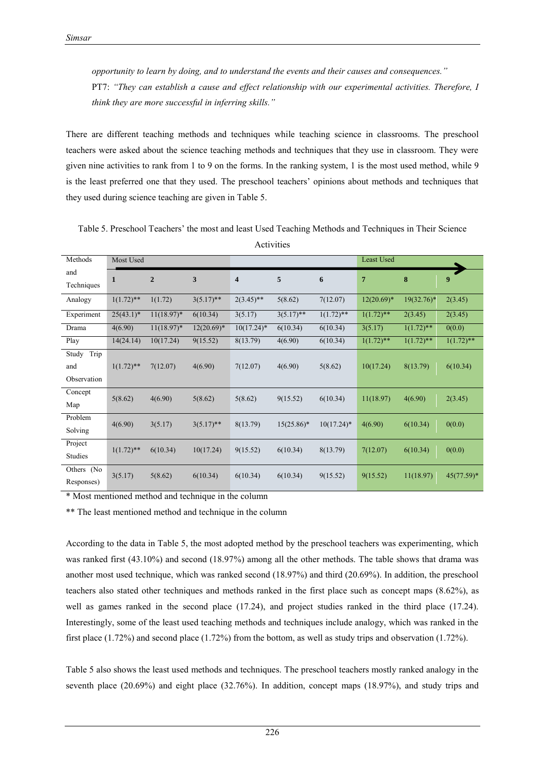*opportunity to learn by doing, and to understand the events and their causes and consequences."*

PT7: *"They can establish a cause and effect relationship with our experimental activities. Therefore, I think they are more successful in inferring skills."*

There are different teaching methods and techniques while teaching science in classrooms. The preschool teachers were asked about the science teaching methods and techniques that they use in classroom. They were given nine activities to rank from 1 to 9 on the forms. In the ranking system, 1 is the most used method, while 9 is the least preferred one that they used. The preschool teachers' opinions about methods and techniques that they used during science teaching are given in Table 5.

Table 5. Preschool Teachers' the most and least Used Teaching Methods and Techniques in Their Science Activities

| Methods and Techniques | Most Used | | | | | | Least Used | | |
|---|---|---|---|---|---|---|---|---|---|
| | 1 | 2 | 3 | 4 | 5 | 6 | 7 | 8 | 9 |
| Analogy | 1(1.72)** | 1(1.72) | 3(5.17)** | 2(3.45)** | 5(8.62) | 7(12.07) | 12(20.69)* | 19(32.76)* | 2(3.45) |
| Experiment | 25(43.1)* | 11(18.97)* | 6(10.34) | 3(5.17) | 3(5.17)** | 1(1.72)** | 1(1.72)** | 2(3.45) | 2(3.45) |
| Drama | 4(6.90) | 11(18.97)* | 12(20.69)* | 10(17.24)* | 6(10.34) | 6(10.34) | 3(5.17) | 1(1.72)** | 0(0.0) |
| Play | 14(24.14) | 10(17.24) | 9(15.52) | 8(13.79) | 4(6.90) | 6(10.34) | 1(1.72)** | 1(1.72)** | 1(1.72)** |
| Study Trip and Observation | 1(1.72)** | 7(12.07) | 4(6.90) | 7(12.07) | 4(6.90) | 5(8.62) | 10(17.24) | 8(13.79) | 6(10.34) |
| Concept Map | 5(8.62) | 4(6.90) | 5(8.62) | 5(8.62) | 9(15.52) | 6(10.34) | 11(18.97) | 4(6.90) | 2(3.45) |
| Problem Solving | 4(6.90) | 3(5.17) | 3(5.17)** | 8(13.79) | 15(25.86)* | 10(17.24)* | 4(6.90) | 6(10.34) | 0(0.0) |
| Project Studies | 1(1.72)** | 6(10.34) | 10(17.24) | 9(15.52) | 6(10.34) | 8(13.79) | 7(12.07) | 6(10.34) | 0(0.0) |
| Others (No Responses) | 3(5.17) | 5(8.62) | 6(10.34) | 6(10.34) | 6(10.34) | 9(15.52) | 9(15.52) | 11(18.97) | 45(77.59)* |

\* Most mentioned method and technique in the column

\** The least mentioned method and technique in the column

According to the data in Table 5, the most adopted method by the preschool teachers was experimenting, which was ranked first (43.10%) and second (18.97%) among all the other methods. The table shows that drama was another most used technique, which was ranked second (18.97%) and third (20.69%). In addition, the preschool teachers also stated other techniques and methods ranked in the first place such as concept maps (8.62%), as well as games ranked in the second place (17.24), and project studies ranked in the third place (17.24). Interestingly, some of the least used teaching methods and techniques include analogy, which was ranked in the first place (1.72%) and second place (1.72%) from the bottom, as well as study trips and observation (1.72%).

Table 5 also shows the least used methods and techniques. The preschool teachers mostly ranked analogy in the seventh place (20.69%) and eight place (32.76%). In addition, concept maps (18.97%), and study trips and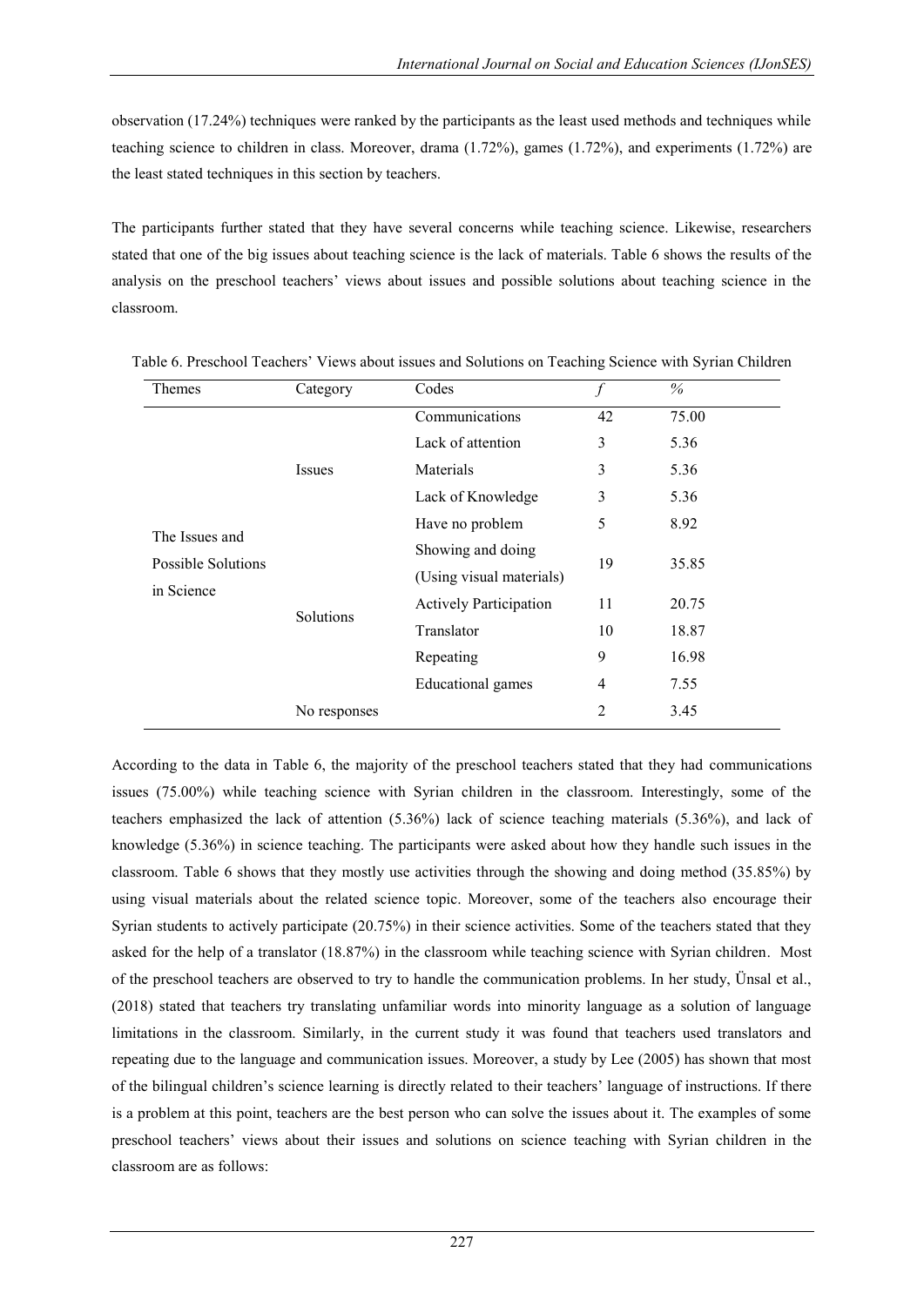observation (17.24%) techniques were ranked by the participants as the least used methods and techniques while teaching science to children in class. Moreover, drama (1.72%), games (1.72%), and experiments (1.72%) are the least stated techniques in this section by teachers.

The participants further stated that they have several concerns while teaching science. Likewise, researchers stated that one of the big issues about teaching science is the lack of materials. Table 6 shows the results of the analysis on the preschool teachers' views about issues and possible solutions about teaching science in the classroom.

Table 6. Preschool Teachers' Views about issues and Solutions on Teaching Science with Syrian Children

| Themes | Category | Codes | *f* | % |
|---|---|---|---|---|
| The Issues and Possible Solutions in Science | Issues | Communications | 42 | 75.00 |
| | | Lack of attention | 3 | 5.36 |
| | | Materials | 3 | 5.36 |
| | | Lack of Knowledge | 3 | 5.36 |
| | | Have no problem | 5 | 8.92 |
| | Solutions | Showing and doing (Using visual materials) | 19 | 35.85 |
| | | Actively Participation | 11 | 20.75 |
| | | Translator | 10 | 18.87 |
| | | Repeating | 9 | 16.98 |
| | | Educational games | 4 | 7.55 |
| | No responses | | 2 | 3.45 |

According to the data in Table 6, the majority of the preschool teachers stated that they had communications issues (75.00%) while teaching science with Syrian children in the classroom. Interestingly, some of the teachers emphasized the lack of attention (5.36%) lack of science teaching materials (5.36%), and lack of knowledge (5.36%) in science teaching. The participants were asked about how they handle such issues in the classroom. Table 6 shows that they mostly use activities through the showing and doing method (35.85%) by using visual materials about the related science topic. Moreover, some of the teachers also encourage their Syrian students to actively participate (20.75%) in their science activities. Some of the teachers stated that they asked for the help of a translator (18.87%) in the classroom while teaching science with Syrian children. Most of the preschool teachers are observed to try to handle the communication problems. In her study, Ünsal et al., (2018) stated that teachers try translating unfamiliar words into minority language as a solution of language limitations in the classroom. Similarly, in the current study it was found that teachers used translators and repeating due to the language and communication issues. Moreover, a study by Lee (2005) has shown that most of the bilingual children's science learning is directly related to their teachers' language of instructions. If there is a problem at this point, teachers are the best person who can solve the issues about it. The examples of some preschool teachers' views about their issues and solutions on science teaching with Syrian children in the classroom are as follows: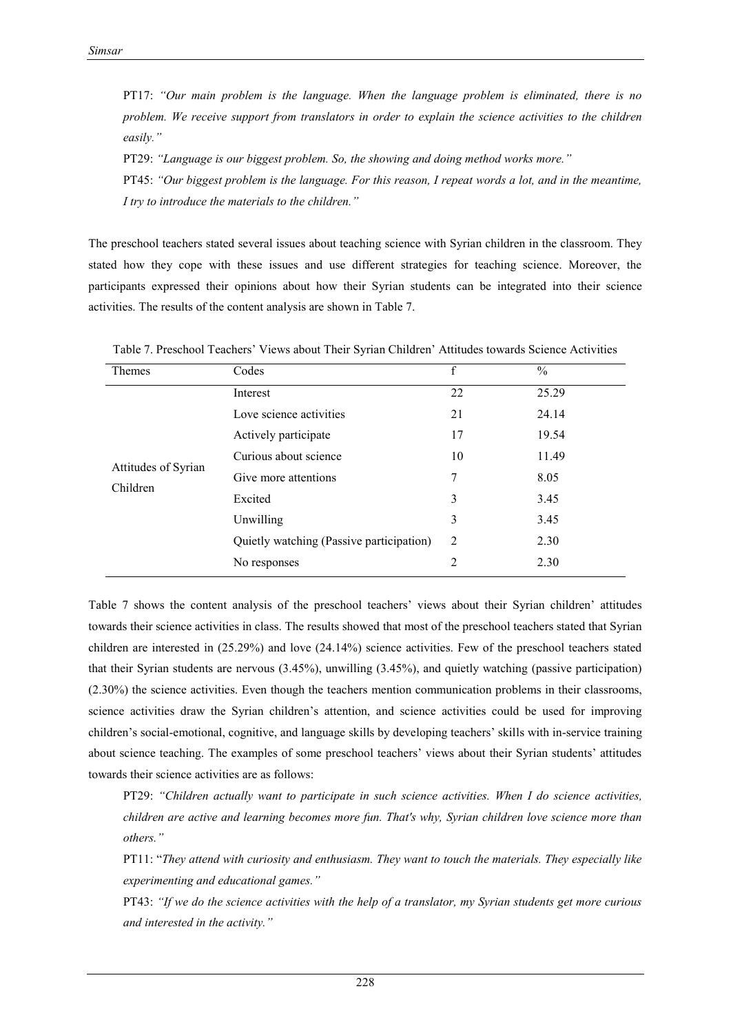PT17: *"Our main problem is the language. When the language problem is eliminated, there is no problem. We receive support from translators in order to explain the science activities to the children easily."*

PT29: *"Language is our biggest problem. So, the showing and doing method works more."*

PT45: *"Our biggest problem is the language. For this reason, I repeat words a lot, and in the meantime, I try to introduce the materials to the children."*

The preschool teachers stated several issues about teaching science with Syrian children in the classroom. They stated how they cope with these issues and use different strategies for teaching science. Moreover, the participants expressed their opinions about how their Syrian students can be integrated into their science activities. The results of the content analysis are shown in Table 7.

Table 7. Preschool Teachers' Views about Their Syrian Children' Attitudes towards Science Activities

| Themes | Codes | f | % |
|---|---|---|---|
| Attitudes of Syrian Children | Interest | 22 | 25.29 |
| | Love science activities | 21 | 24.14 |
| | Actively participate | 17 | 19.54 |
| | Curious about science | 10 | 11.49 |
| | Give more attentions | 7 | 8.05 |
| | Excited | 3 | 3.45 |
| | Unwilling | 3 | 3.45 |
| | Quietly watching (Passive participation) | 2 | 2.30 |
| | No responses | 2 | 2.30 |

Table 7 shows the content analysis of the preschool teachers' views about their Syrian children' attitudes towards their science activities in class. The results showed that most of the preschool teachers stated that Syrian children are interested in (25.29%) and love (24.14%) science activities. Few of the preschool teachers stated that their Syrian students are nervous (3.45%), unwilling (3.45%), and quietly watching (passive participation) (2.30%) the science activities. Even though the teachers mention communication problems in their classrooms, science activities draw the Syrian children's attention, and science activities could be used for improving children's social-emotional, cognitive, and language skills by developing teachers' skills with in-service training about science teaching. The examples of some preschool teachers' views about their Syrian students' attitudes towards their science activities are as follows:

PT29: *"Children actually want to participate in such science activities. When I do science activities, children are active and learning becomes more fun. That's why, Syrian children love science more than others."*

PT11: "*They attend with curiosity and enthusiasm. They want to touch the materials. They especially like experimenting and educational games."*

PT43: *"If we do the science activities with the help of a translator, my Syrian students get more curious and interested in the activity."*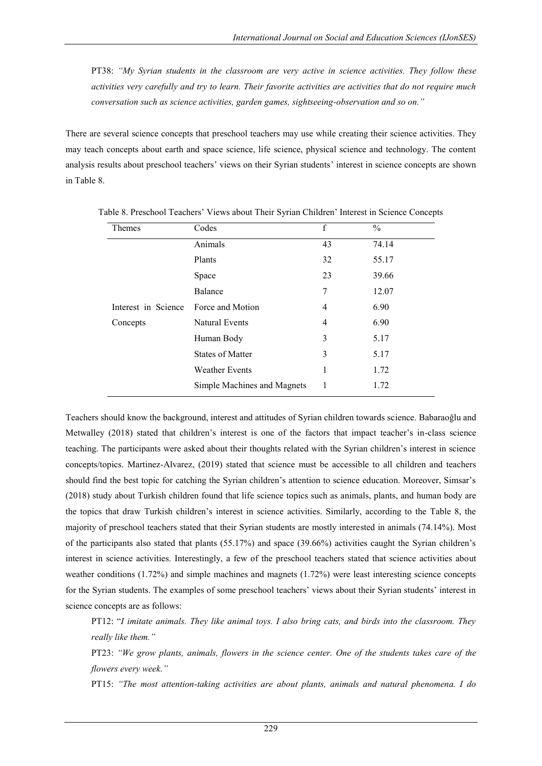PT38: *"My Syrian students in the classroom are very active in science activities. They follow these activities very carefully and try to learn. Their favorite activities are activities that do not require much conversation such as science activities, garden games, sightseeing-observation and so on."*

There are several science concepts that preschool teachers may use while creating their science activities. They may teach concepts about earth and space science, life science, physical science and technology. The content analysis results about preschool teachers' views on their Syrian students' interest in science concepts are shown in Table 8.

Table 8. Preschool Teachers' Views about Their Syrian Children' Interest in Science Concepts

| Themes | Codes | f | % |
|---|---|---|---|
| Interest in Science Concepts | Animals | 43 | 74.14 |
| | Plants | 32 | 55.17 |
| | Space | 23 | 39.66 |
| | Balance | 7 | 12.07 |
| | Force and Motion | 4 | 6.90 |
| | Natural Events | 4 | 6.90 |
| | Human Body | 3 | 5.17 |
| | States of Matter | 3 | 5.17 |
| | Weather Events | 1 | 1.72 |
| | Simple Machines and Magnets | 1 | 1.72 |

Teachers should know the background, interest and attitudes of Syrian children towards science. Babaraoğlu and Metwalley (2018) stated that children's interest is one of the factors that impact teacher's in-class science teaching. The participants were asked about their thoughts related with the Syrian children's interest in science concepts/topics. Martinez-Alvarez, (2019) stated that science must be accessible to all children and teachers should find the best topic for catching the Syrian children's attention to science education. Moreover, Simsar's (2018) study about Turkish children found that life science topics such as animals, plants, and human body are the topics that draw Turkish children's interest in science activities. Similarly, according to the Table 8, the majority of preschool teachers stated that their Syrian students are mostly interested in animals (74.14%). Most of the participants also stated that plants (55.17%) and space (39.66%) activities caught the Syrian children's interest in science activities. Interestingly, a few of the preschool teachers stated that science activities about weather conditions (1.72%) and simple machines and magnets (1.72%) were least interesting science concepts for the Syrian students. The examples of some preschool teachers' views about their Syrian students' interest in science concepts are as follows:

PT12: *"I imitate animals. They like animal toys. I also bring cats, and birds into the classroom. They really like them."*

PT23: *"We grow plants, animals, flowers in the science center. One of the students takes care of the flowers every week."*

PT15: *"The most attention-taking activities are about plants, animals and natural phenomena. I do*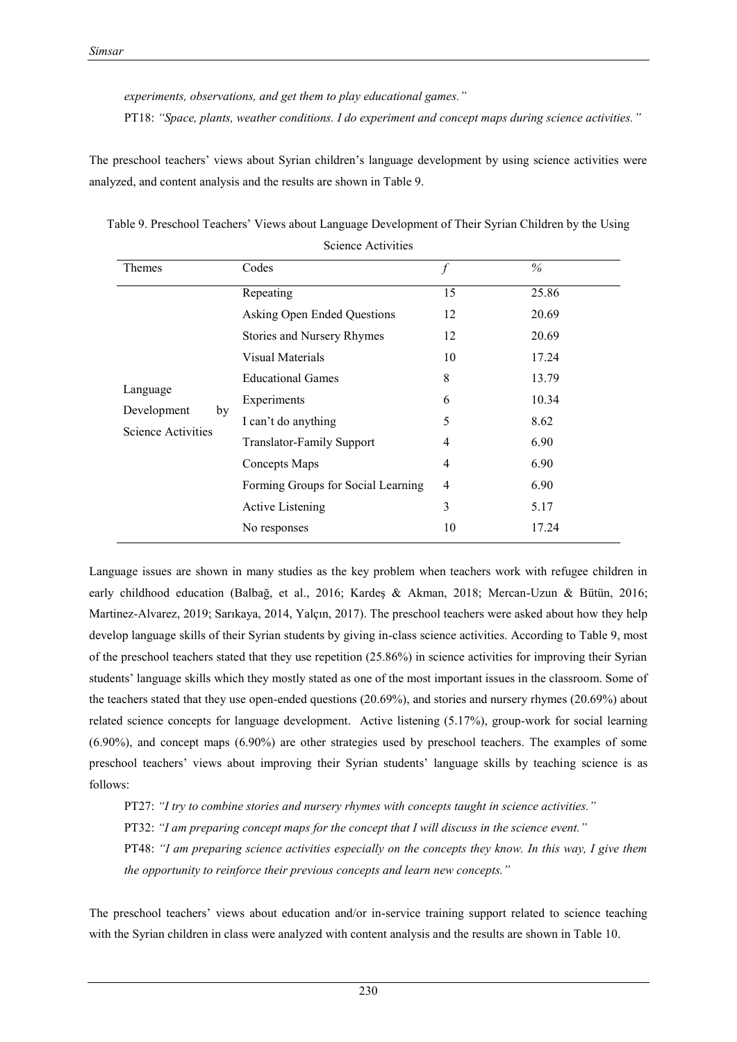*experiments, observations, and get them to play educational games."*

PT18: *"Space, plants, weather conditions. I do experiment and concept maps during science activities."*

The preschool teachers' views about Syrian children's language development by using science activities were analyzed, and content analysis and the results are shown in Table 9.

Table 9. Preschool Teachers' Views about Language Development of Their Syrian Children by the Using Science Activities

| Themes | Codes | *f* | % |
|---|---|---|---|
| Language Development by Science Activities | Repeating | 15 | 25.86 |
| | Asking Open Ended Questions | 12 | 20.69 |
| | Stories and Nursery Rhymes | 12 | 20.69 |
| | Visual Materials | 10 | 17.24 |
| | Educational Games | 8 | 13.79 |
| | Experiments | 6 | 10.34 |
| | I can't do anything | 5 | 8.62 |
| | Translator-Family Support | 4 | 6.90 |
| | Concepts Maps | 4 | 6.90 |
| | Forming Groups for Social Learning | 4 | 6.90 |
| | Active Listening | 3 | 5.17 |
| | No responses | 10 | 17.24 |

Language issues are shown in many studies as the key problem when teachers work with refugee children in early childhood education (Balbağ, et al., 2016; Kardeş & Akman, 2018; Mercan-Uzun & Bütün, 2016; Martinez-Alvarez, 2019; Sarıkaya, 2014, Yalçın, 2017). The preschool teachers were asked about how they help develop language skills of their Syrian students by giving in-class science activities. According to Table 9, most of the preschool teachers stated that they use repetition (25.86%) in science activities for improving their Syrian students' language skills which they mostly stated as one of the most important issues in the classroom. Some of the teachers stated that they use open-ended questions (20.69%), and stories and nursery rhymes (20.69%) about related science concepts for language development. Active listening (5.17%), group-work for social learning (6.90%), and concept maps (6.90%) are other strategies used by preschool teachers. The examples of some preschool teachers' views about improving their Syrian students' language skills by teaching science is as follows:

PT27: *"I try to combine stories and nursery rhymes with concepts taught in science activities."*

PT32: *"I am preparing concept maps for the concept that I will discuss in the science event."*

PT48: *"I am preparing science activities especially on the concepts they know. In this way, I give them the opportunity to reinforce their previous concepts and learn new concepts."*

The preschool teachers' views about education and/or in-service training support related to science teaching with the Syrian children in class were analyzed with content analysis and the results are shown in Table 10.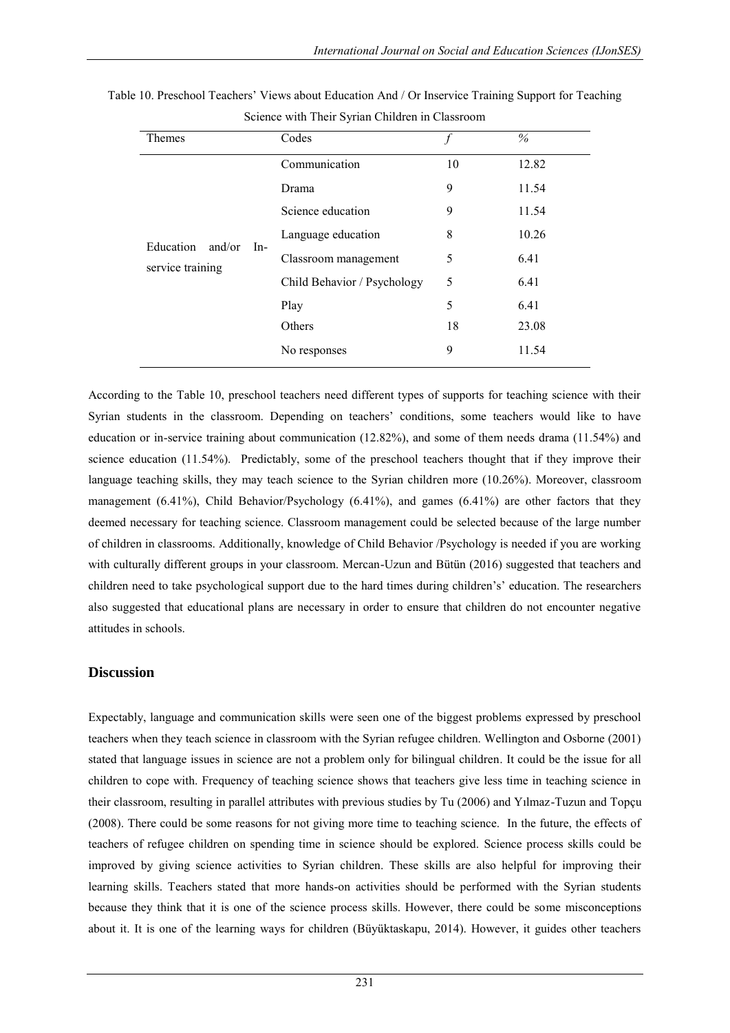Table 10. Preschool Teachers' Views about Education And / Or Inservice Training Support for Teaching Science with Their Syrian Children in Classroom

| Themes | Codes | *f* | % |
|---|---|---|---|
| Education and/or In-service training | Communication | 10 | 12.82 |
| | Drama | 9 | 11.54 |
| | Science education | 9 | 11.54 |
| | Language education | 8 | 10.26 |
| | Classroom management | 5 | 6.41 |
| | Child Behavior / Psychology | 5 | 6.41 |
| | Play | 5 | 6.41 |
| | Others | 18 | 23.08 |
| | No responses | 9 | 11.54 |

According to the Table 10, preschool teachers need different types of supports for teaching science with their Syrian students in the classroom. Depending on teachers' conditions, some teachers would like to have education or in-service training about communication (12.82%), and some of them needs drama (11.54%) and science education (11.54%). Predictably, some of the preschool teachers thought that if they improve their language teaching skills, they may teach science to the Syrian children more (10.26%). Moreover, classroom management (6.41%), Child Behavior/Psychology (6.41%), and games (6.41%) are other factors that they deemed necessary for teaching science. Classroom management could be selected because of the large number of children in classrooms. Additionally, knowledge of Child Behavior /Psychology is needed if you are working with culturally different groups in your classroom. Mercan-Uzun and Bütün (2016) suggested that teachers and children need to take psychological support due to the hard times during children's' education. The researchers also suggested that educational plans are necessary in order to ensure that children do not encounter negative attitudes in schools.

## Discussion

Expectably, language and communication skills were seen one of the biggest problems expressed by preschool teachers when they teach science in classroom with the Syrian refugee children. Wellington and Osborne (2001) stated that language issues in science are not a problem only for bilingual children. It could be the issue for all children to cope with. Frequency of teaching science shows that teachers give less time in teaching science in their classroom, resulting in parallel attributes with previous studies by Tu (2006) and Yılmaz-Tuzun and Topçu (2008). There could be some reasons for not giving more time to teaching science. In the future, the effects of teachers of refugee children on spending time in science should be explored. Science process skills could be improved by giving science activities to Syrian children. These skills are also helpful for improving their learning skills. Teachers stated that more hands-on activities should be performed with the Syrian students because they think that it is one of the science process skills. However, there could be some misconceptions about it. It is one of the learning ways for children (Büyüktaskapu, 2014). However, it guides other teachers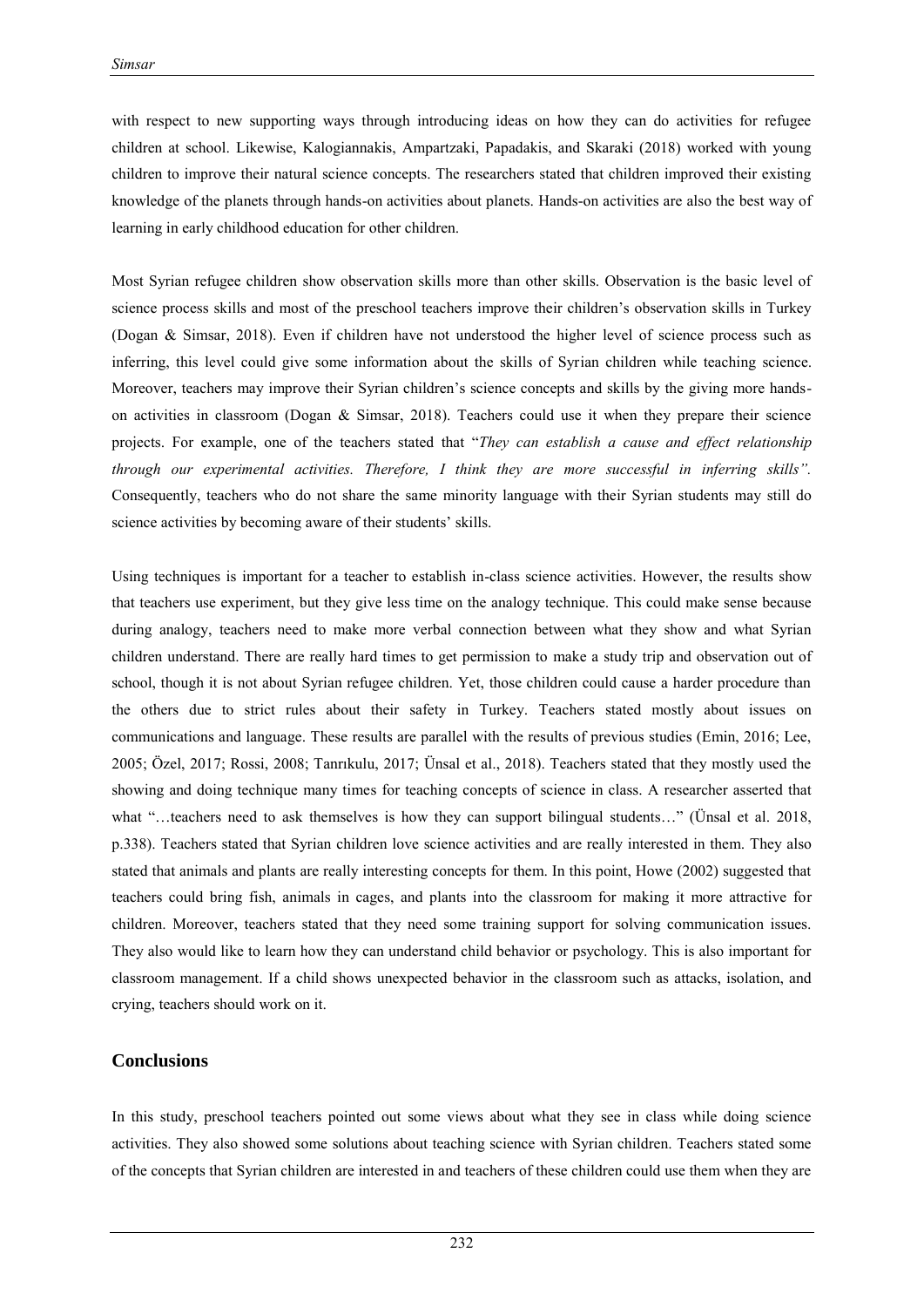with respect to new supporting ways through introducing ideas on how they can do activities for refugee children at school. Likewise, Kalogiannakis, Ampartzaki, Papadakis, and Skaraki (2018) worked with young children to improve their natural science concepts. The researchers stated that children improved their existing knowledge of the planets through hands-on activities about planets. Hands-on activities are also the best way of learning in early childhood education for other children.

Most Syrian refugee children show observation skills more than other skills. Observation is the basic level of science process skills and most of the preschool teachers improve their children's observation skills in Turkey (Dogan & Simsar, 2018). Even if children have not understood the higher level of science process such as inferring, this level could give some information about the skills of Syrian children while teaching science. Moreover, teachers may improve their Syrian children's science concepts and skills by the giving more hands-on activities in classroom (Dogan & Simsar, 2018). Teachers could use it when they prepare their science projects. For example, one of the teachers stated that "*They can establish a cause and effect relationship through our experimental activities. Therefore, I think they are more successful in inferring skills".* Consequently, teachers who do not share the same minority language with their Syrian students may still do science activities by becoming aware of their students' skills.

Using techniques is important for a teacher to establish in-class science activities. However, the results show that teachers use experiment, but they give less time on the analogy technique. This could make sense because during analogy, teachers need to make more verbal connection between what they show and what Syrian children understand. There are really hard times to get permission to make a study trip and observation out of school, though it is not about Syrian refugee children. Yet, those children could cause a harder procedure than the others due to strict rules about their safety in Turkey. Teachers stated mostly about issues on communications and language. These results are parallel with the results of previous studies (Emin, 2016; Lee, 2005; Özel, 2017; Rossi, 2008; Tanrıkulu, 2017; Ünsal et al., 2018). Teachers stated that they mostly used the showing and doing technique many times for teaching concepts of science in class. A researcher asserted that what "…teachers need to ask themselves is how they can support bilingual students…" (Ünsal et al. 2018, p.338). Teachers stated that Syrian children love science activities and are really interested in them. They also stated that animals and plants are really interesting concepts for them. In this point, Howe (2002) suggested that teachers could bring fish, animals in cages, and plants into the classroom for making it more attractive for children. Moreover, teachers stated that they need some training support for solving communication issues. They also would like to learn how they can understand child behavior or psychology. This is also important for classroom management. If a child shows unexpected behavior in the classroom such as attacks, isolation, and crying, teachers should work on it.

## Conclusions

In this study, preschool teachers pointed out some views about what they see in class while doing science activities. They also showed some solutions about teaching science with Syrian children. Teachers stated some of the concepts that Syrian children are interested in and teachers of these children could use them when they are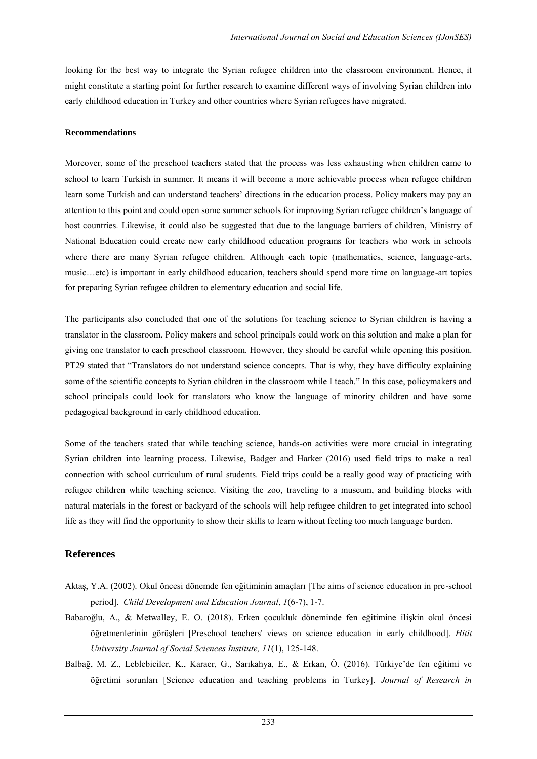looking for the best way to integrate the Syrian refugee children into the classroom environment. Hence, it might constitute a starting point for further research to examine different ways of involving Syrian children into early childhood education in Turkey and other countries where Syrian refugees have migrated.

**Recommendations**

Moreover, some of the preschool teachers stated that the process was less exhausting when children came to school to learn Turkish in summer. It means it will become a more achievable process when refugee children learn some Turkish and can understand teachers' directions in the education process. Policy makers may pay an attention to this point and could open some summer schools for improving Syrian refugee children's language of host countries. Likewise, it could also be suggested that due to the language barriers of children, Ministry of National Education could create new early childhood education programs for teachers who work in schools where there are many Syrian refugee children. Although each topic (mathematics, science, language-arts, music…etc) is important in early childhood education, teachers should spend more time on language-art topics for preparing Syrian refugee children to elementary education and social life.

The participants also concluded that one of the solutions for teaching science to Syrian children is having a translator in the classroom. Policy makers and school principals could work on this solution and make a plan for giving one translator to each preschool classroom. However, they should be careful while opening this position. PT29 stated that "Translators do not understand science concepts. That is why, they have difficulty explaining some of the scientific concepts to Syrian children in the classroom while I teach." In this case, policymakers and school principals could look for translators who know the language of minority children and have some pedagogical background in early childhood education.

Some of the teachers stated that while teaching science, hands-on activities were more crucial in integrating Syrian children into learning process. Likewise, Badger and Harker (2016) used field trips to make a real connection with school curriculum of rural students. Field trips could be a really good way of practicing with refugee children while teaching science. Visiting the zoo, traveling to a museum, and building blocks with natural materials in the forest or backyard of the schools will help refugee children to get integrated into school life as they will find the opportunity to show their skills to learn without feeling too much language burden.

## References

Aktaş, Y.A. (2002). Okul öncesi dönemde fen eğitiminin amaçları [The aims of science education in pre-school period]. *Child Development and Education Journal*, *1*(6-7), 1-7.

Babaroğlu, A., & Metwalley, E. O. (2018). Erken çocukluk döneminde fen eğitimine ilişkin okul öncesi öğretmenlerinin görüşleri [Preschool teachers' views on science education in early childhood]. *Hitit University Journal of Social Sciences Institute, 11*(1), 125-148.

Balbağ, M. Z., Leblebiciler, K., Karaer, G., Sarıkahya, E., & Erkan, Ö. (2016). Türkiye'de fen eğitimi ve öğretimi sorunları [Science education and teaching problems in Turkey]. *Journal of Research in*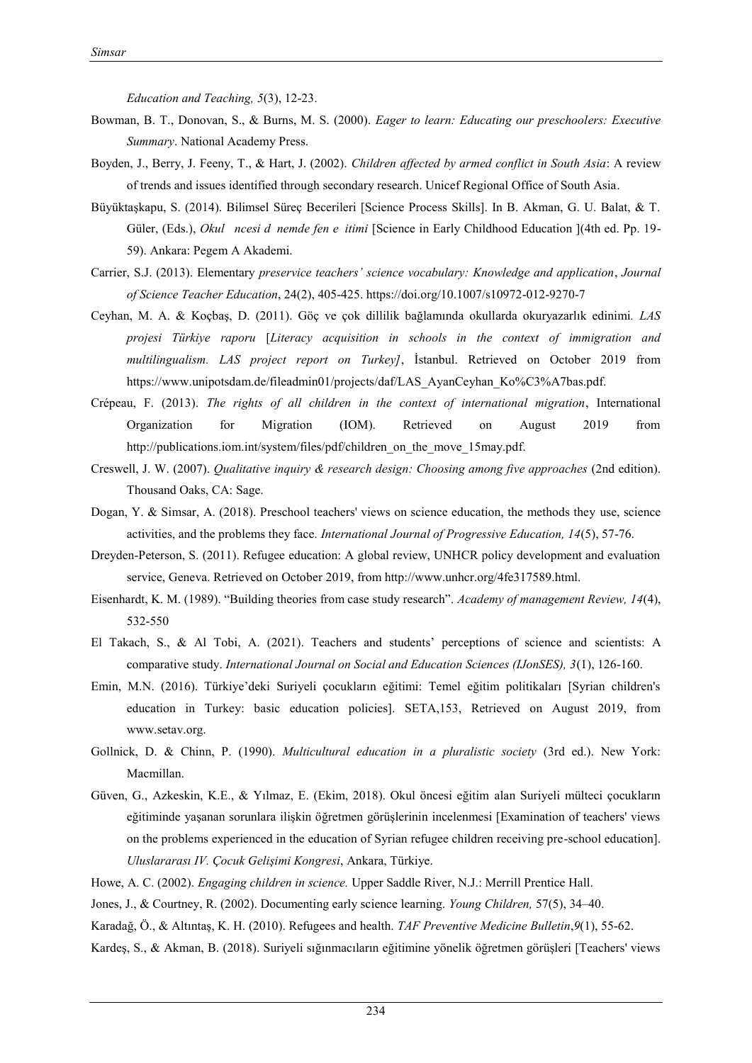*Education and Teaching, 5*(3), 12-23.

Bowman, B. T., Donovan, S., & Burns, M. S. (2000). *Eager to learn: Educating our preschoolers: Executive Summary*. National Academy Press.

Boyden, J., Berry, J. Feeny, T., & Hart, J. (2002). *Children affected by armed conflict in South Asia*: A review of trends and issues identified through secondary research. Unicef Regional Office of South Asia.

Büyüktaşkapu, S. (2014). Bilimsel Süreç Becerileri [Science Process Skills]. In B. Akman, G. U. Balat, & T. Güler, (Eds.), *Okul ncesi d nemde fen e itimi* [Science in Early Childhood Education ](4th ed. Pp. 19-59). Ankara: Pegem A Akademi.

Carrier, S.J. (2013). Elementary *preservice teachers' science vocabulary: Knowledge and application*, *Journal of Science Teacher Education*, 24(2), 405-425. https://doi.org/10.1007/s10972-012-9270-7

Ceyhan, M. A. & Koçbaş, D. (2011). Göç ve çok dillilik bağlamında okullarda okuryazarlık edinimi*. LAS projesi Türkiye raporu* [*Literacy acquisition in schools in the context of immigration and multilingualism. LAS project report on Turkey]*, İstanbul. Retrieved on October 2019 from https://www.unipotsdam.de/fileadmin01/projects/daf/LAS_AyanCeyhan_Ko%C3%A7bas.pdf.

Crépeau, F. (2013). *The rights of all children in the context of international migration*, International Organization for Migration (IOM). Retrieved on August 2019 from http://publications.iom.int/system/files/pdf/children_on_the_move_15may.pdf.

Creswell, J. W. (2007). *Qualitative inquiry & research design: Choosing among five approaches* (2nd edition). Thousand Oaks, CA: Sage.

Dogan, Y. & Simsar, A. (2018). Preschool teachers' views on science education, the methods they use, science activities, and the problems they face. *International Journal of Progressive Education, 14*(5), 57-76.

Dreyden-Peterson, S. (2011). Refugee education: A global review, UNHCR policy development and evaluation service, Geneva. Retrieved on October 2019, from http://www.unhcr.org/4fe317589.html.

Eisenhardt, K. M. (1989). "Building theories from case study research". *Academy of management Review, 14*(4), 532-550

El Takach, S., & Al Tobi, A. (2021). Teachers and students' perceptions of science and scientists: A comparative study. *International Journal on Social and Education Sciences (IJonSES), 3*(1), 126-160.

Emin, M.N. (2016). Türkiye'deki Suriyeli çocukların eğitimi: Temel eğitim politikaları [Syrian children's education in Turkey: basic education policies]. SETA,153, Retrieved on August 2019, from www.setav.org.

Gollnick, D. & Chinn, P. (1990). *Multicultural education in a pluralistic society* (3rd ed.). New York: Macmillan.

Güven, G., Azkeskin, K.E., & Yılmaz, E. (Ekim, 2018). Okul öncesi eğitim alan Suriyeli mülteci çocukların eğitiminde yaşanan sorunlara ilişkin öğretmen görüşlerinin incelenmesi [Examination of teachers' views on the problems experienced in the education of Syrian refugee children receiving pre-school education]. *Uluslararası IV. Çocuk Gelişimi Kongresi*, Ankara, Türkiye.

Howe, A. C. (2002). *Engaging children in science.* Upper Saddle River, N.J.: Merrill Prentice Hall.

Jones, J., & Courtney, R. (2002). Documenting early science learning. *Young Children,* 57(5), 34–40.

Karadağ, Ö., & Altıntaş, K. H. (2010). Refugees and health*. TAF Preventive Medicine Bulletin*,*9*(1), 55-62.

Kardeş, S., & Akman, B. (2018). Suriyeli sığınmacıların eğitimine yönelik öğretmen görüşleri [Teachers' views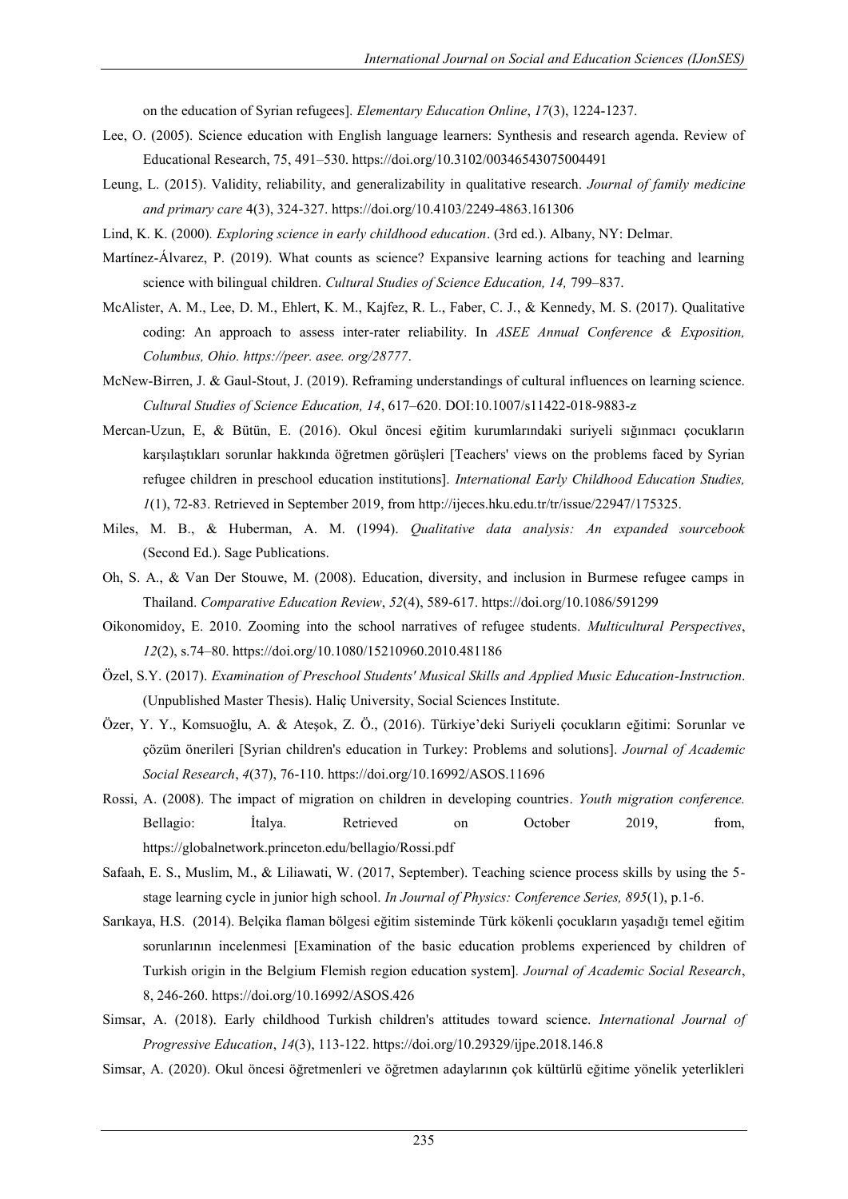on the education of Syrian refugees]. *Elementary Education Online*, *17*(3), 1224-1237.

Lee, O. (2005). Science education with English language learners: Synthesis and research agenda. Review of Educational Research, 75, 491–530. https://doi.org/10.3102/00346543075004491

Leung, L. (2015). Validity, reliability, and generalizability in qualitative research. *Journal of family medicine and primary care* 4(3), 324-327. https://doi.org/10.4103/2249-4863.161306

Lind, K. K. (2000). *Exploring science in early childhood education*. (3rd ed.). Albany, NY: Delmar.

Martínez-Álvarez, P. (2019). What counts as science? Expansive learning actions for teaching and learning science with bilingual children. *Cultural Studies of Science Education, 14,* 799–837.

McAlister, A. M., Lee, D. M., Ehlert, K. M., Kajfez, R. L., Faber, C. J., & Kennedy, M. S. (2017). Qualitative coding: An approach to assess inter-rater reliability. In *ASEE Annual Conference & Exposition, Columbus, Ohio. https://peer. asee. org/28777*.

McNew-Birren, J. & Gaul-Stout, J. (2019). Reframing understandings of cultural influences on learning science. *Cultural Studies of Science Education, 14*, 617–620. DOI:10.1007/s11422-018-9883-z

Mercan-Uzun, E, & Bütün, E. (2016). Okul öncesi eğitim kurumlarındaki suriyeli sığınmacı çocukların karşılaştıkları sorunlar hakkında öğretmen görüşleri [Teachers' views on the problems faced by Syrian refugee children in preschool education institutions]. *International Early Childhood Education Studies, 1*(1), 72-83. Retrieved in September 2019, from http://ijeces.hku.edu.tr/tr/issue/22947/175325.

Miles, M. B., & Huberman, A. M. (1994). *Qualitative data analysis: An expanded sourcebook* (Second Ed.). Sage Publications.

Oh, S. A., & Van Der Stouwe, M. (2008). Education, diversity, and inclusion in Burmese refugee camps in Thailand. *Comparative Education Review*, *52*(4), 589-617. https://doi.org/10.1086/591299

Oikonomidoy, E. 2010. Zooming into the school narratives of refugee students. *Multicultural Perspectives*, *12*(2), s.74–80. https://doi.org/10.1080/15210960.2010.481186

Özel, S.Y. (2017). *Examination of Preschool Students' Musical Skills and Applied Music Education-Instruction*. (Unpublished Master Thesis). Haliç University, Social Sciences Institute.

Özer, Y. Y., Komsuoğlu, A. & Ateşok, Z. Ö., (2016). Türkiye'deki Suriyeli çocukların eğitimi: Sorunlar ve çözüm önerileri [Syrian children's education in Turkey: Problems and solutions]. *Journal of Academic Social Research*, *4*(37), 76-110. https://doi.org/10.16992/ASOS.11696

Rossi, A. (2008). The impact of migration on children in developing countries. *Youth migration conference.* Bellagio: İtalya. Retrieved on October 2019, from, https://globalnetwork.princeton.edu/bellagio/Rossi.pdf

Safaah, E. S., Muslim, M., & Liliawati, W. (2017, September). Teaching science process skills by using the 5-stage learning cycle in junior high school. *In Journal of Physics: Conference Series, 895*(1), p.1-6.

Sarıkaya, H.S. (2014). Belçika flaman bölgesi eğitim sisteminde Türk kökenli çocukların yaşadığı temel eğitim sorunlarının incelenmesi [Examination of the basic education problems experienced by children of Turkish origin in the Belgium Flemish region education system]. *Journal of Academic Social Research*, 8, 246-260. https://doi.org/10.16992/ASOS.426

Simsar, A. (2018). Early childhood Turkish children's attitudes toward science. *International Journal of Progressive Education*, *14*(3), 113-122. https://doi.org/10.29329/ijpe.2018.146.8

Simsar, A. (2020). Okul öncesi öğretmenleri ve öğretmen adaylarının çok kültürlü eğitime yönelik yeterlikleri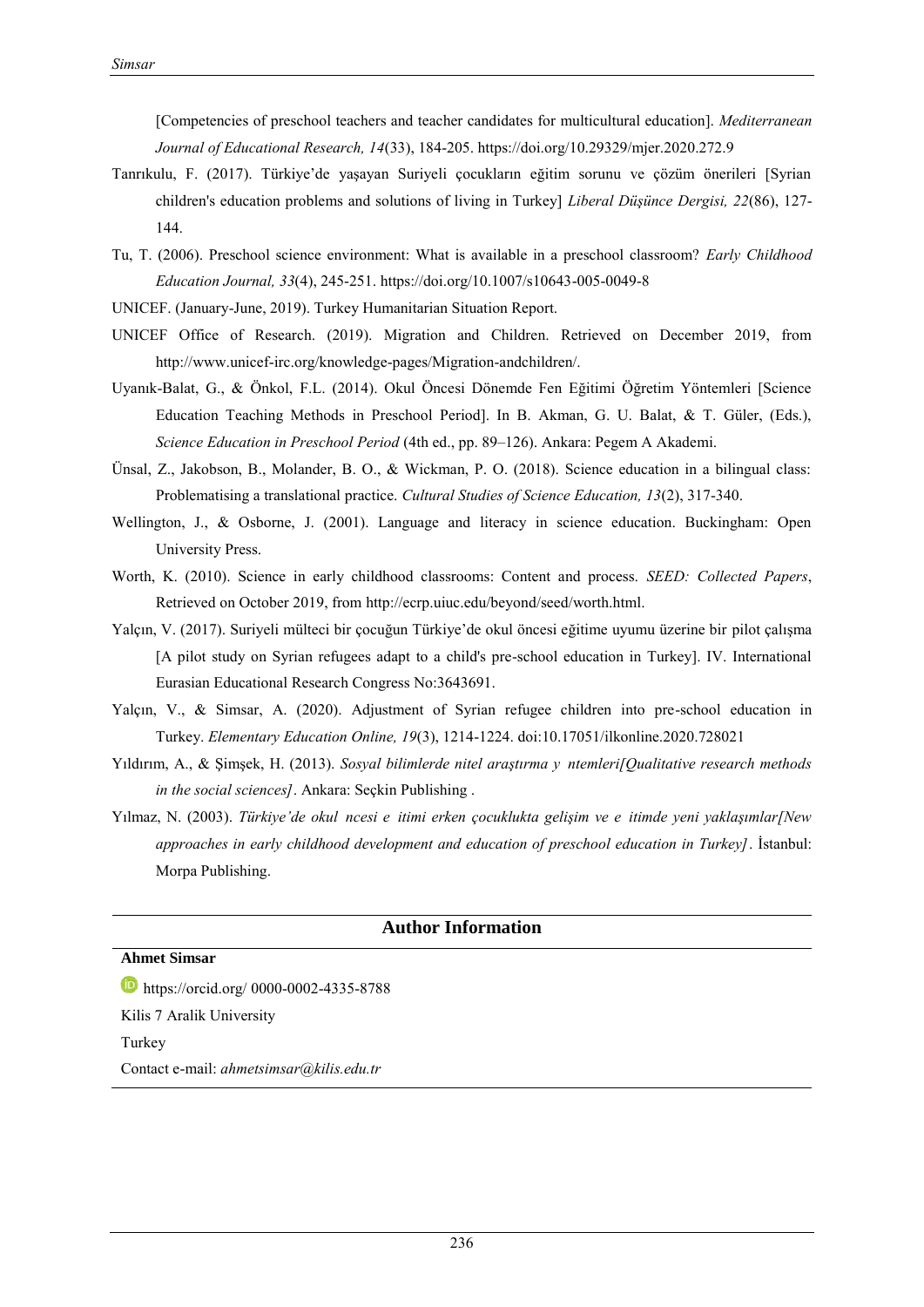[Competencies of preschool teachers and teacher candidates for multicultural education]. *Mediterranean Journal of Educational Research, 14*(33), 184-205. https://doi.org/10.29329/mjer.2020.272.9

Tanrıkulu, F. (2017). Türkiye'de yaşayan Suriyeli çocukların eğitim sorunu ve çözüm önerileri [Syrian children's education problems and solutions of living in Turkey] *Liberal Düşünce Dergisi, 22*(86), 127-144.

Tu, T. (2006). Preschool science environment: What is available in a preschool classroom? *Early Childhood Education Journal, 33*(4), 245-251. https://doi.org/10.1007/s10643-005-0049-8

UNICEF. (January-June, 2019). Turkey Humanitarian Situation Report.

UNICEF Office of Research. (2019). Migration and Children. Retrieved on December 2019, from http://www.unicef-irc.org/knowledge-pages/Migration-andchildren/.

Uyanık-Balat, G., & Önkol, F.L. (2014). Okul Öncesi Dönemde Fen Eğitimi Öğretim Yöntemleri [Science Education Teaching Methods in Preschool Period]. In B. Akman, G. U. Balat, & T. Güler, (Eds.), *Science Education in Preschool Period* (4th ed., pp. 89–126). Ankara: Pegem A Akademi.

Ünsal, Z., Jakobson, B., Molander, B. O., & Wickman, P. O. (2018). Science education in a bilingual class: Problematising a translational practice. *Cultural Studies of Science Education, 13*(2), 317-340.

Wellington, J., & Osborne, J. (2001). Language and literacy in science education. Buckingham: Open University Press.

Worth, K. (2010). Science in early childhood classrooms: Content and process. *SEED: Collected Papers*, Retrieved on October 2019, from http://ecrp.uiuc.edu/beyond/seed/worth.html.

Yalçın, V. (2017). Suriyeli mülteci bir çocuğun Türkiye'de okul öncesi eğitime uyumu üzerine bir pilot çalışma [A pilot study on Syrian refugees adapt to a child's pre-school education in Turkey]. IV. International Eurasian Educational Research Congress No:3643691.

Yalçın, V., & Simsar, A. (2020). Adjustment of Syrian refugee children into pre-school education in Turkey. *Elementary Education Online, 19*(3), 1214-1224. doi:10.17051/ilkonline.2020.728021

Yıldırım, A., & Şimşek, H. (2013). *Sosyal bilimlerde nitel araştırma y ntemleri[Qualitative research methods in the social sciences]*. Ankara: Seçkin Publishing .

Yılmaz, N. (2003). *Türkiye'de okul ncesi e itimi erken çocuklukta gelişim ve e itimde yeni yaklaşımlar[New approaches in early childhood development and education of preschool education in Turkey]*. İstanbul: Morpa Publishing.

## Author Information

**Ahmet Simsar**

https://orcid.org/ 0000-0002-4335-8788

Kilis 7 Aralik University

Turkey

Contact e-mail: *ahmetsimsar@kilis.edu.tr*